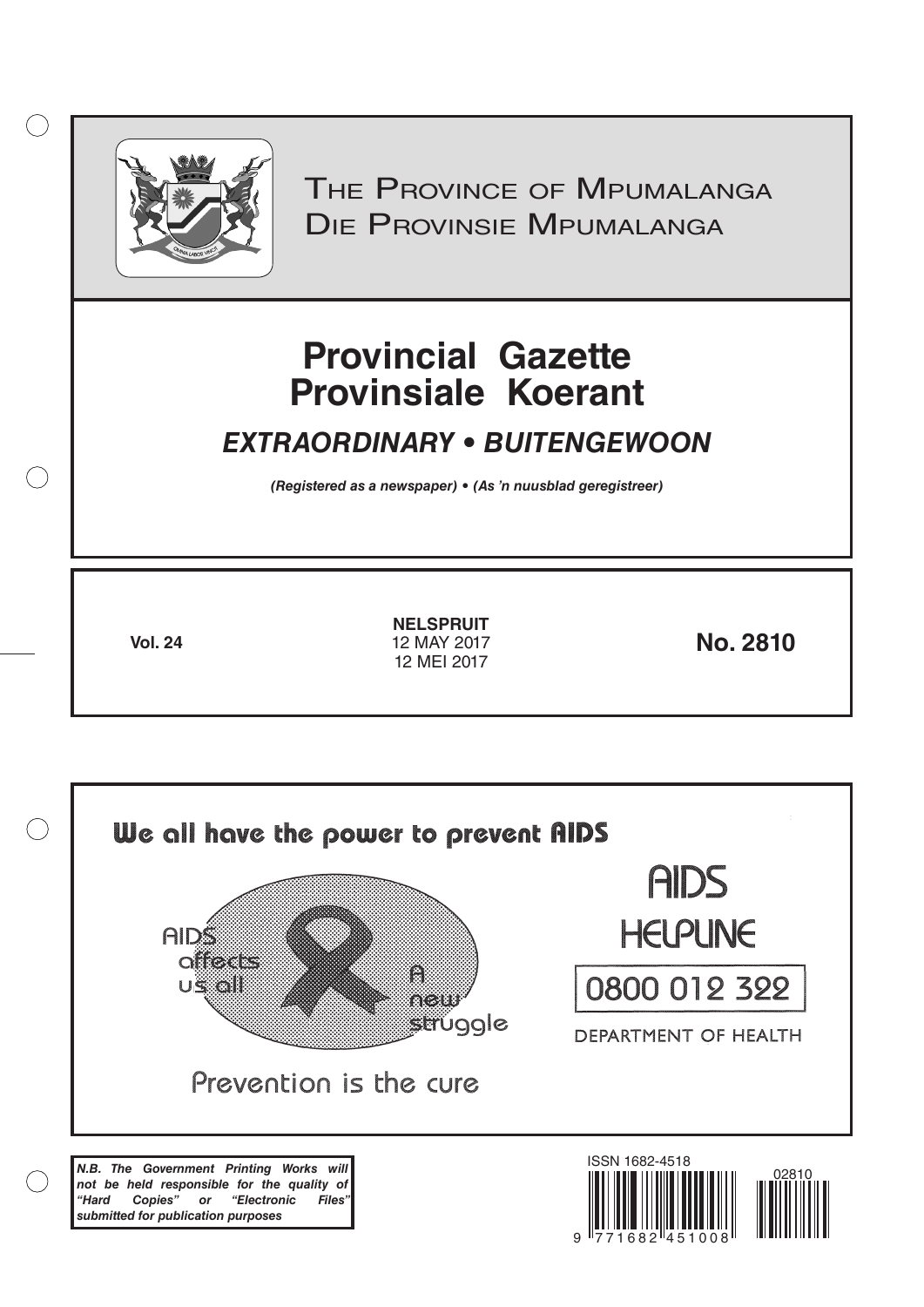# The Province of Mpumalanga
# Die Provinsie Mpumalanga

# Provincial Gazette
# Provinsiale Koerant

## *EXTRAORDINARY • BUITENGEWOON*

***(Registered as a newspaper) • (As 'n nuusblad geregistreer)***

**Vol. 24**

**NELSPRUIT**
12 MAY 2017
12 MEI 2017

**No. 2810**

**We all have the power to prevent AIDS**

AIDS affects us all

A new struggle

Prevention is the cure

AIDS HELPLINE

0800 012 322

DEPARTMENT OF HEALTH

***N.B. The Government Printing Works will not be held responsible for the quality of "Hard Copies" or "Electronic Files" submitted for publication purposes***

ISSN 1682-4518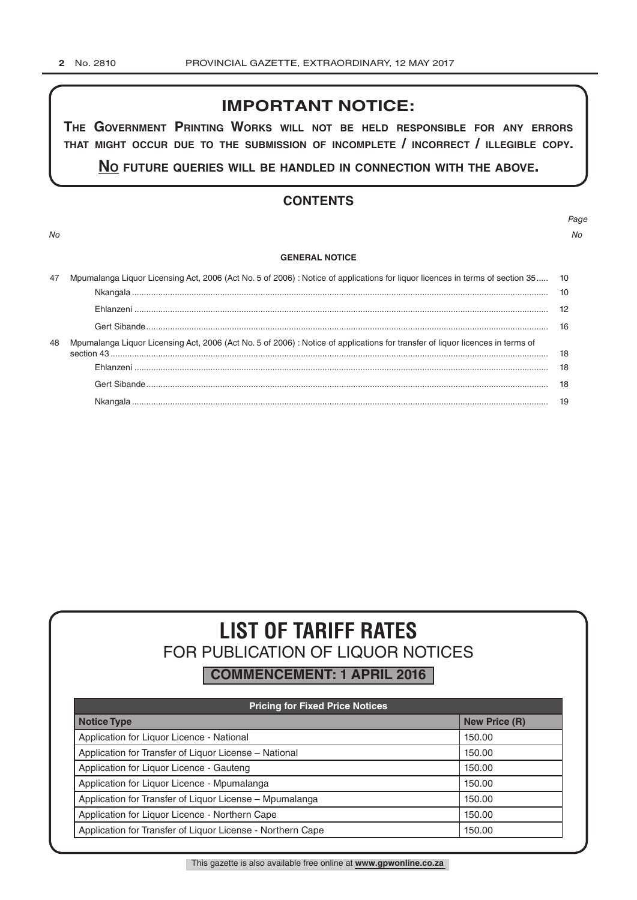## IMPORTANT NOTICE:

**THE GOVERNMENT PRINTING WORKS WILL NOT BE HELD RESPONSIBLE FOR ANY ERRORS THAT MIGHT OCCUR DUE TO THE SUBMISSION OF INCOMPLETE / INCORRECT / ILLEGIBLE COPY.**

**NO FUTURE QUERIES WILL BE HANDLED IN CONNECTION WITH THE ABOVE.**

## CONTENTS

| *No* | | *Page No* |
|---|---|---|
| | **GENERAL NOTICE** | |
| 47 | Mpumalanga Liquor Licensing Act, 2006 (Act No. 5 of 2006) : Notice of applications for liquor licences in terms of section 35 | 10 |
| | Nkangala | 10 |
| | Ehlanzeni | 12 |
| | Gert Sibande | 16 |
| 48 | Mpumalanga Liquor Licensing Act, 2006 (Act No. 5 of 2006) : Notice of applications for transfer of liquor licences in terms of section 43 | 18 |
| | Ehlanzeni | 18 |
| | Gert Sibande | 18 |
| | Nkangala | 19 |

# LIST OF TARIFF RATES

## FOR PUBLICATION OF LIQUOR NOTICES

**COMMENCEMENT: 1 APRIL 2016**

| Pricing for Fixed Price Notices | |
|---|---|
| **Notice Type** | **New Price (R)** |
| Application for Liquor Licence - National | 150.00 |
| Application for Transfer of Liquor License – National | 150.00 |
| Application for Liquor Licence - Gauteng | 150.00 |
| Application for Liquor Licence - Mpumalanga | 150.00 |
| Application for Transfer of Liquor License – Mpumalanga | 150.00 |
| Application for Liquor Licence - Northern Cape | 150.00 |
| Application for Transfer of Liquor License - Northern Cape | 150.00 |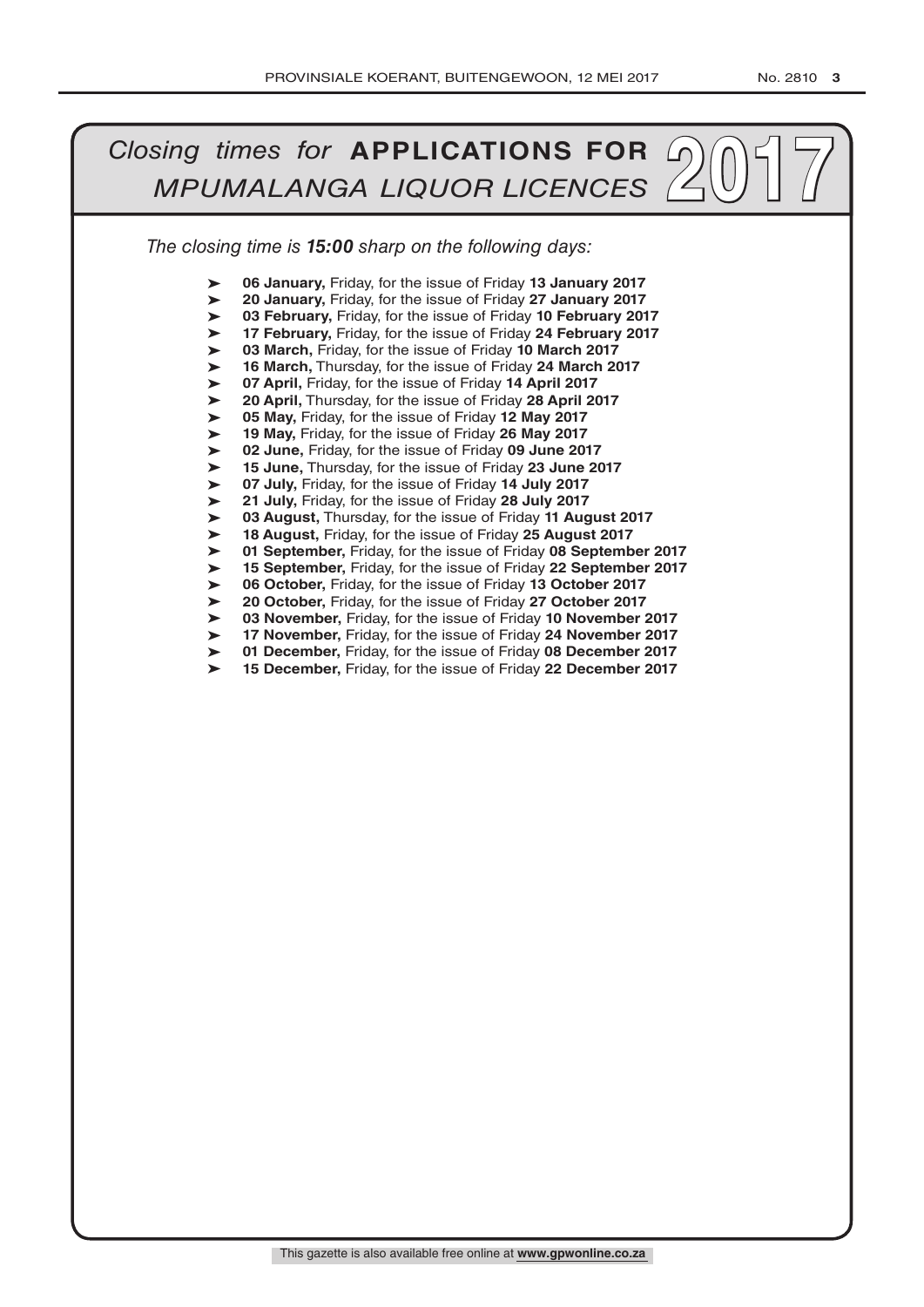# *Closing times for* **APPLICATIONS FOR** *MPUMALANGA LIQUOR LICENCES* 2017

*The closing time is **15:00** sharp on the following days:*

- **06 January,** Friday, for the issue of Friday **13 January 2017**
- **20 January,** Friday, for the issue of Friday **27 January 2017**
- **03 February,** Friday, for the issue of Friday **10 February 2017**
- **17 February,** Friday, for the issue of Friday **24 February 2017**
- **03 March,** Friday, for the issue of Friday **10 March 2017**
- **16 March,** Thursday, for the issue of Friday **24 March 2017**
- **07 April,** Friday, for the issue of Friday **14 April 2017**
- **20 April,** Thursday, for the issue of Friday **28 April 2017**
- **05 May,** Friday, for the issue of Friday **12 May 2017**
- **19 May,** Friday, for the issue of Friday **26 May 2017**
- **02 June,** Friday, for the issue of Friday **09 June 2017**
- **15 June,** Thursday, for the issue of Friday **23 June 2017**
- **07 July,** Friday, for the issue of Friday **14 July 2017**
- **21 July,** Friday, for the issue of Friday **28 July 2017**
- **03 August,** Thursday, for the issue of Friday **11 August 2017**
- **18 August,** Friday, for the issue of Friday **25 August 2017**
- **01 September,** Friday, for the issue of Friday **08 September 2017**
- **15 September,** Friday, for the issue of Friday **22 September 2017**
- **06 October,** Friday, for the issue of Friday **13 October 2017**
- **20 October,** Friday, for the issue of Friday **27 October 2017**
- **03 November,** Friday, for the issue of Friday **10 November 2017**
- **17 November,** Friday, for the issue of Friday **24 November 2017**
- **01 December,** Friday, for the issue of Friday **08 December 2017**
- **15 December,** Friday, for the issue of Friday **22 December 2017**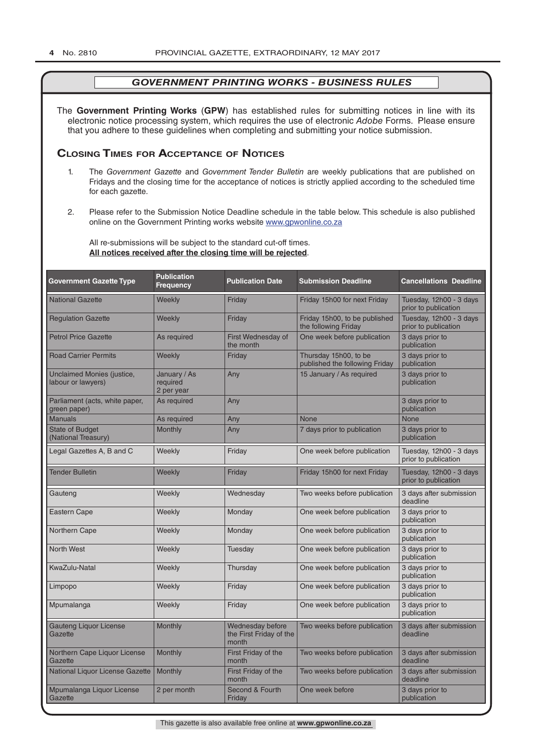## *GOVERNMENT PRINTING WORKS - BUSINESS RULES*

The **Government Printing Works** (**GPW**) has established rules for submitting notices in line with its electronic notice processing system, which requires the use of electronic *Adobe* Forms. Please ensure that you adhere to these guidelines when completing and submitting your notice submission.

### Closing Times for Acceptance of Notices

1. The *Government Gazette* and *Government Tender Bulletin* are weekly publications that are published on Fridays and the closing time for the acceptance of notices is strictly applied according to the scheduled time for each gazette.

2. Please refer to the Submission Notice Deadline schedule in the table below. This schedule is also published online on the Government Printing works website www.gpwonline.co.za

   All re-submissions will be subject to the standard cut-off times.
   **All notices received after the closing time will be rejected**.

| Government Gazette Type | Publication Frequency | Publication Date | Submission Deadline | Cancellations Deadline |
|---|---|---|---|---|
| National Gazette | Weekly | Friday | Friday 15h00 for next Friday | Tuesday, 12h00 - 3 days prior to publication |
| Regulation Gazette | Weekly | Friday | Friday 15h00, to be published the following Friday | Tuesday, 12h00 - 3 days prior to publication |
| Petrol Price Gazette | As required | First Wednesday of the month | One week before publication | 3 days prior to publication |
| Road Carrier Permits | Weekly | Friday | Thursday 15h00, to be published the following Friday | 3 days prior to publication |
| Unclaimed Monies (justice, labour or lawyers) | January / As required 2 per year | Any | 15 January / As required | 3 days prior to publication |
| Parliament (acts, white paper, green paper) | As required | Any | | 3 days prior to publication |
| Manuals | As required | Any | None | None |
| State of Budget (National Treasury) | Monthly | Any | 7 days prior to publication | 3 days prior to publication |
| Legal Gazettes A, B and C | Weekly | Friday | One week before publication | Tuesday, 12h00 - 3 days prior to publication |
| Tender Bulletin | Weekly | Friday | Friday 15h00 for next Friday | Tuesday, 12h00 - 3 days prior to publication |
| Gauteng | Weekly | Wednesday | Two weeks before publication | 3 days after submission deadline |
| Eastern Cape | Weekly | Monday | One week before publication | 3 days prior to publication |
| Northern Cape | Weekly | Monday | One week before publication | 3 days prior to publication |
| North West | Weekly | Tuesday | One week before publication | 3 days prior to publication |
| KwaZulu-Natal | Weekly | Thursday | One week before publication | 3 days prior to publication |
| Limpopo | Weekly | Friday | One week before publication | 3 days prior to publication |
| Mpumalanga | Weekly | Friday | One week before publication | 3 days prior to publication |
| Gauteng Liquor License Gazette | Monthly | Wednesday before the First Friday of the month | Two weeks before publication | 3 days after submission deadline |
| Northern Cape Liquor License Gazette | Monthly | First Friday of the month | Two weeks before publication | 3 days after submission deadline |
| National Liquor License Gazette | Monthly | First Friday of the month | Two weeks before publication | 3 days after submission deadline |
| Mpumalanga Liquor License Gazette | 2 per month | Second & Fourth Friday | One week before | 3 days prior to publication |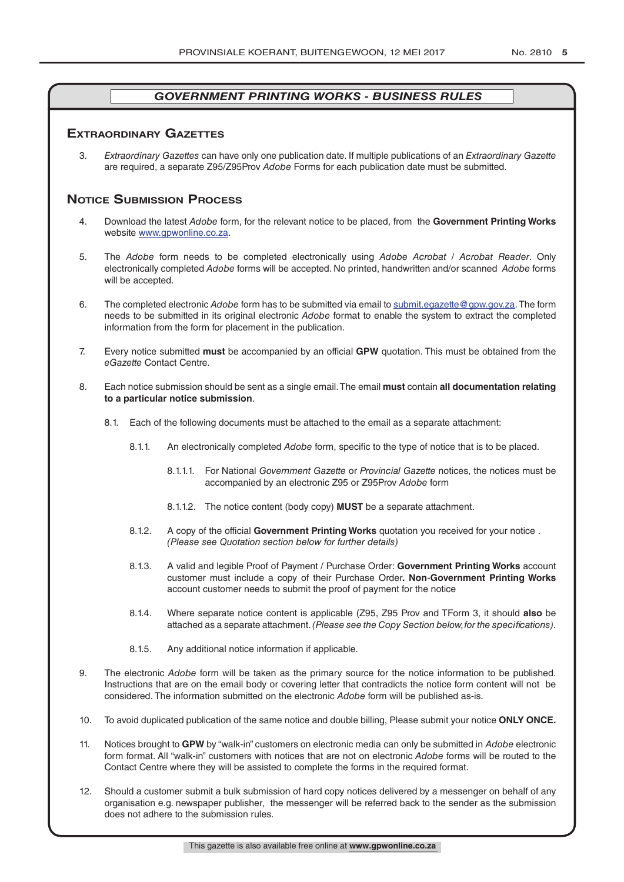## *GOVERNMENT PRINTING WORKS - BUSINESS RULES*

### Extraordinary Gazettes

3. *Extraordinary Gazettes* can have only one publication date. If multiple publications of an *Extraordinary Gazette* are required, a separate Z95/Z95Prov *Adobe* Forms for each publication date must be submitted.

### Notice Submission Process

4. Download the latest *Adobe* form, for the relevant notice to be placed, from the **Government Printing Works** website www.gpwonline.co.za.

5. The *Adobe* form needs to be completed electronically using *Adobe Acrobat* / *Acrobat Reader*. Only electronically completed *Adobe* forms will be accepted. No printed, handwritten and/or scanned *Adobe* forms will be accepted.

6. The completed electronic *Adobe* form has to be submitted via email to submit.egazette@gpw.gov.za. The form needs to be submitted in its original electronic *Adobe* format to enable the system to extract the completed information from the form for placement in the publication.

7. Every notice submitted **must** be accompanied by an official **GPW** quotation. This must be obtained from the *eGazette* Contact Centre.

8. Each notice submission should be sent as a single email. The email **must** contain **all documentation relating to a particular notice submission**.

   8.1. Each of the following documents must be attached to the email as a separate attachment:

   8.1.1. An electronically completed *Adobe* form, specific to the type of notice that is to be placed.

   8.1.1.1. For National *Government Gazette* or *Provincial Gazette* notices, the notices must be accompanied by an electronic Z95 or Z95Prov *Adobe* form

   8.1.1.2. The notice content (body copy) **MUST** be a separate attachment.

   8.1.2. A copy of the official **Government Printing Works** quotation you received for your notice . *(Please see Quotation section below for further details)*

   8.1.3. A valid and legible Proof of Payment / Purchase Order: **Government Printing Works** account customer must include a copy of their Purchase Order**. Non**-**Government Printing Works** account customer needs to submit the proof of payment for the notice

   8.1.4. Where separate notice content is applicable (Z95, Z95 Prov and TForm 3, it should **also** be attached as a separate attachment. *(Please see the Copy Section below, for the specifications)*.

   8.1.5. Any additional notice information if applicable.

9. The electronic *Adobe* form will be taken as the primary source for the notice information to be published. Instructions that are on the email body or covering letter that contradicts the notice form content will not be considered. The information submitted on the electronic *Adobe* form will be published as-is.

10. To avoid duplicated publication of the same notice and double billing, Please submit your notice **ONLY ONCE.**

11. Notices brought to **GPW** by "walk-in" customers on electronic media can only be submitted in *Adobe* electronic form format. All "walk-in" customers with notices that are not on electronic *Adobe* forms will be routed to the Contact Centre where they will be assisted to complete the forms in the required format.

12. Should a customer submit a bulk submission of hard copy notices delivered by a messenger on behalf of any organisation e.g. newspaper publisher, the messenger will be referred back to the sender as the submission does not adhere to the submission rules.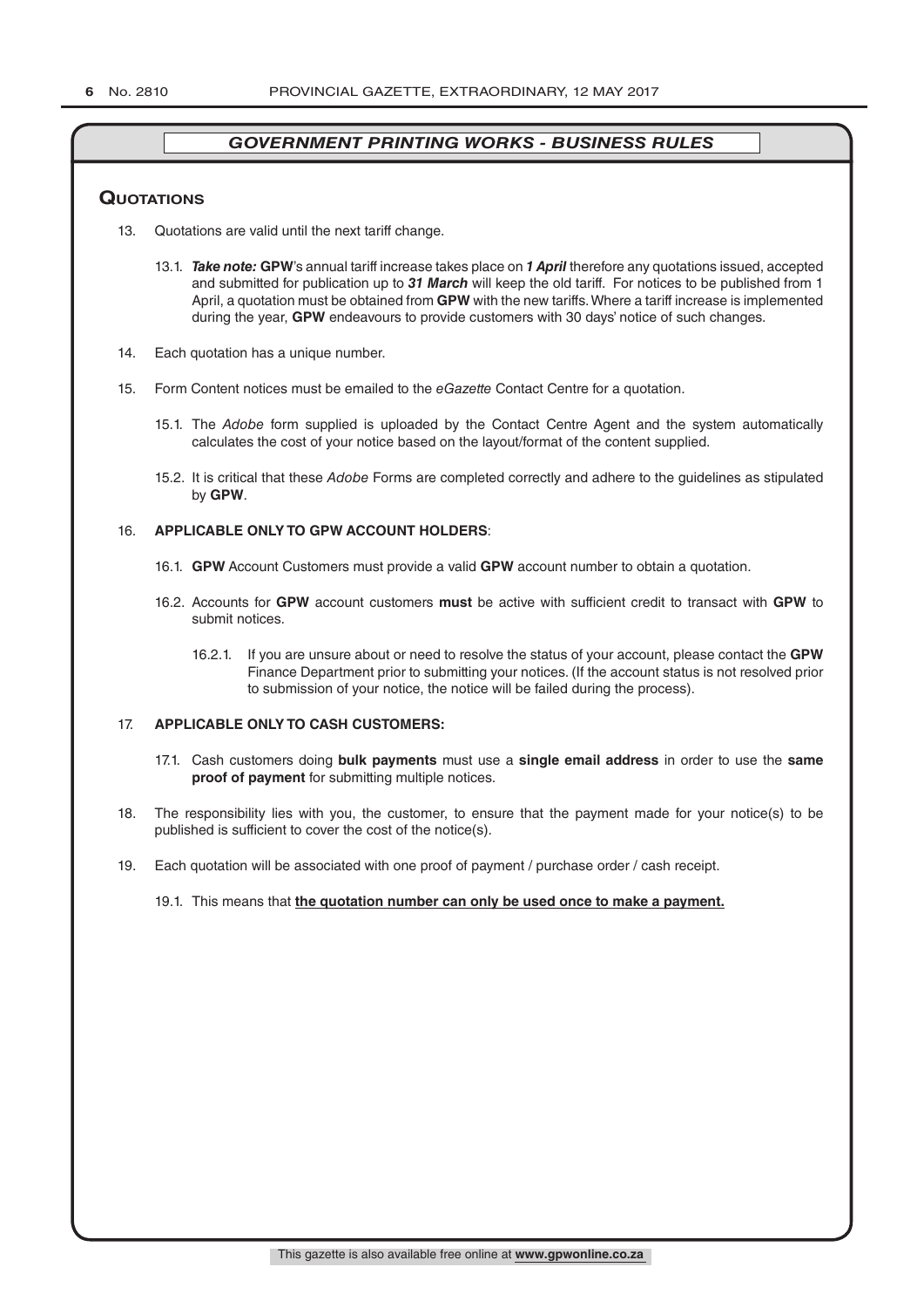## *GOVERNMENT PRINTING WORKS - BUSINESS RULES*

### Quotations

13. Quotations are valid until the next tariff change.

    13.1. ***Take note:*** **GPW**'s annual tariff increase takes place on ***1 April*** therefore any quotations issued, accepted and submitted for publication up to ***31 March*** will keep the old tariff. For notices to be published from 1 April, a quotation must be obtained from **GPW** with the new tariffs. Where a tariff increase is implemented during the year, **GPW** endeavours to provide customers with 30 days' notice of such changes.

14. Each quotation has a unique number.

15. Form Content notices must be emailed to the *eGazette* Contact Centre for a quotation.

    15.1. The *Adobe* form supplied is uploaded by the Contact Centre Agent and the system automatically calculates the cost of your notice based on the layout/format of the content supplied.

    15.2. It is critical that these *Adobe* Forms are completed correctly and adhere to the guidelines as stipulated by **GPW**.

16. **APPLICABLE ONLY TO GPW ACCOUNT HOLDERS**:

    16.1. **GPW** Account Customers must provide a valid **GPW** account number to obtain a quotation.

    16.2. Accounts for **GPW** account customers **must** be active with sufficient credit to transact with **GPW** to submit notices.

    16.2.1. If you are unsure about or need to resolve the status of your account, please contact the **GPW** Finance Department prior to submitting your notices. (If the account status is not resolved prior to submission of your notice, the notice will be failed during the process).

17. **APPLICABLE ONLY TO CASH CUSTOMERS:**

    17.1. Cash customers doing **bulk payments** must use a **single email address** in order to use the **same proof of payment** for submitting multiple notices.

18. The responsibility lies with you, the customer, to ensure that the payment made for your notice(s) to be published is sufficient to cover the cost of the notice(s).

19. Each quotation will be associated with one proof of payment / purchase order / cash receipt.

    19.1. This means that **the quotation number can only be used once to make a payment.**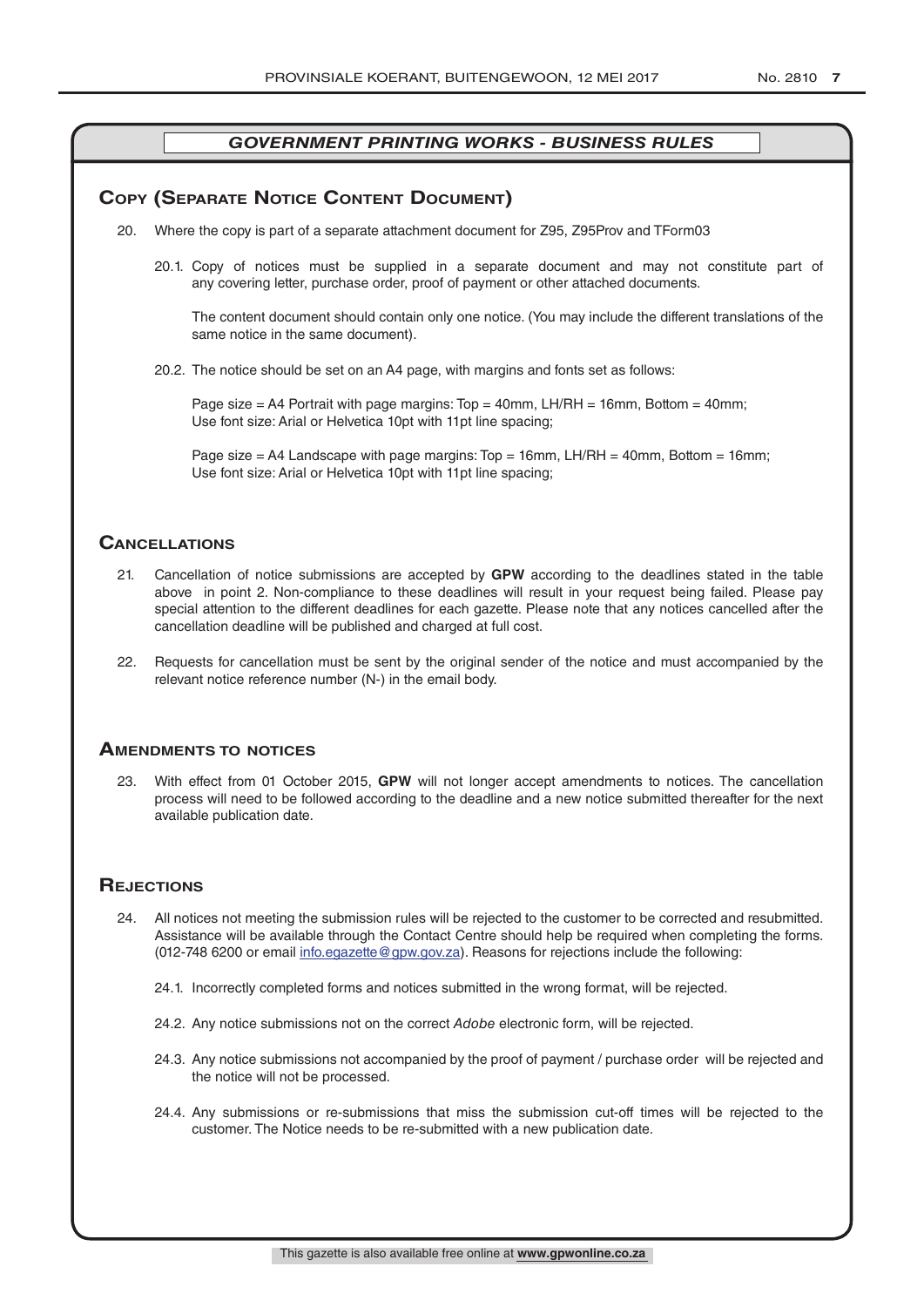## GOVERNMENT PRINTING WORKS - BUSINESS RULES

### Copy (Separate Notice Content Document)

20. Where the copy is part of a separate attachment document for Z95, Z95Prov and TForm03

    20.1. Copy of notices must be supplied in a separate document and may not constitute part of any covering letter, purchase order, proof of payment or other attached documents.

    The content document should contain only one notice. (You may include the different translations of the same notice in the same document).

    20.2. The notice should be set on an A4 page, with margins and fonts set as follows:

    Page size = A4 Portrait with page margins: Top = 40mm, LH/RH = 16mm, Bottom = 40mm;
    Use font size: Arial or Helvetica 10pt with 11pt line spacing;

    Page size = A4 Landscape with page margins: Top = 16mm, LH/RH = 40mm, Bottom = 16mm;
    Use font size: Arial or Helvetica 10pt with 11pt line spacing;

### Cancellations

21. Cancellation of notice submissions are accepted by **GPW** according to the deadlines stated in the table above in point 2. Non-compliance to these deadlines will result in your request being failed. Please pay special attention to the different deadlines for each gazette. Please note that any notices cancelled after the cancellation deadline will be published and charged at full cost.

22. Requests for cancellation must be sent by the original sender of the notice and must accompanied by the relevant notice reference number (N-) in the email body.

### Amendments to notices

23. With effect from 01 October 2015, **GPW** will not longer accept amendments to notices. The cancellation process will need to be followed according to the deadline and a new notice submitted thereafter for the next available publication date.

### Rejections

24. All notices not meeting the submission rules will be rejected to the customer to be corrected and resubmitted. Assistance will be available through the Contact Centre should help be required when completing the forms. (012-748 6200 or email info.egazette@gpw.gov.za). Reasons for rejections include the following:

    24.1. Incorrectly completed forms and notices submitted in the wrong format, will be rejected.

    24.2. Any notice submissions not on the correct *Adobe* electronic form, will be rejected.

    24.3. Any notice submissions not accompanied by the proof of payment / purchase order will be rejected and the notice will not be processed.

    24.4. Any submissions or re-submissions that miss the submission cut-off times will be rejected to the customer. The Notice needs to be re-submitted with a new publication date.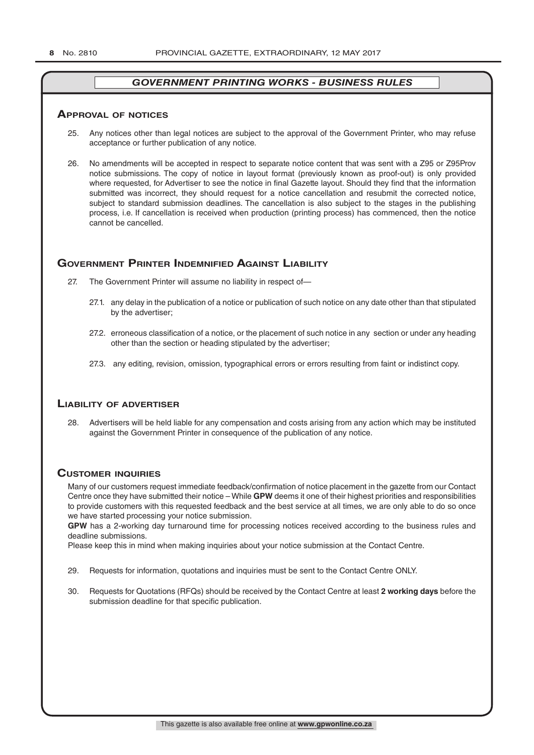## *GOVERNMENT PRINTING WORKS - BUSINESS RULES*

### Approval of notices

25. Any notices other than legal notices are subject to the approval of the Government Printer, who may refuse acceptance or further publication of any notice.

26. No amendments will be accepted in respect to separate notice content that was sent with a Z95 or Z95Prov notice submissions. The copy of notice in layout format (previously known as proof-out) is only provided where requested, for Advertiser to see the notice in final Gazette layout. Should they find that the information submitted was incorrect, they should request for a notice cancellation and resubmit the corrected notice, subject to standard submission deadlines. The cancellation is also subject to the stages in the publishing process, i.e. If cancellation is received when production (printing process) has commenced, then the notice cannot be cancelled.

### Government Printer Indemnified Against Liability

27. The Government Printer will assume no liability in respect of—

    27.1. any delay in the publication of a notice or publication of such notice on any date other than that stipulated by the advertiser;

    27.2. erroneous classification of a notice, or the placement of such notice in any section or under any heading other than the section or heading stipulated by the advertiser;

    27.3. any editing, revision, omission, typographical errors or errors resulting from faint or indistinct copy.

### Liability of advertiser

28. Advertisers will be held liable for any compensation and costs arising from any action which may be instituted against the Government Printer in consequence of the publication of any notice.

### Customer inquiries

Many of our customers request immediate feedback/confirmation of notice placement in the gazette from our Contact Centre once they have submitted their notice – While **GPW** deems it one of their highest priorities and responsibilities to provide customers with this requested feedback and the best service at all times, we are only able to do so once we have started processing your notice submission.

**GPW** has a 2-working day turnaround time for processing notices received according to the business rules and deadline submissions.

Please keep this in mind when making inquiries about your notice submission at the Contact Centre.

29. Requests for information, quotations and inquiries must be sent to the Contact Centre ONLY.

30. Requests for Quotations (RFQs) should be received by the Contact Centre at least **2 working days** before the submission deadline for that specific publication.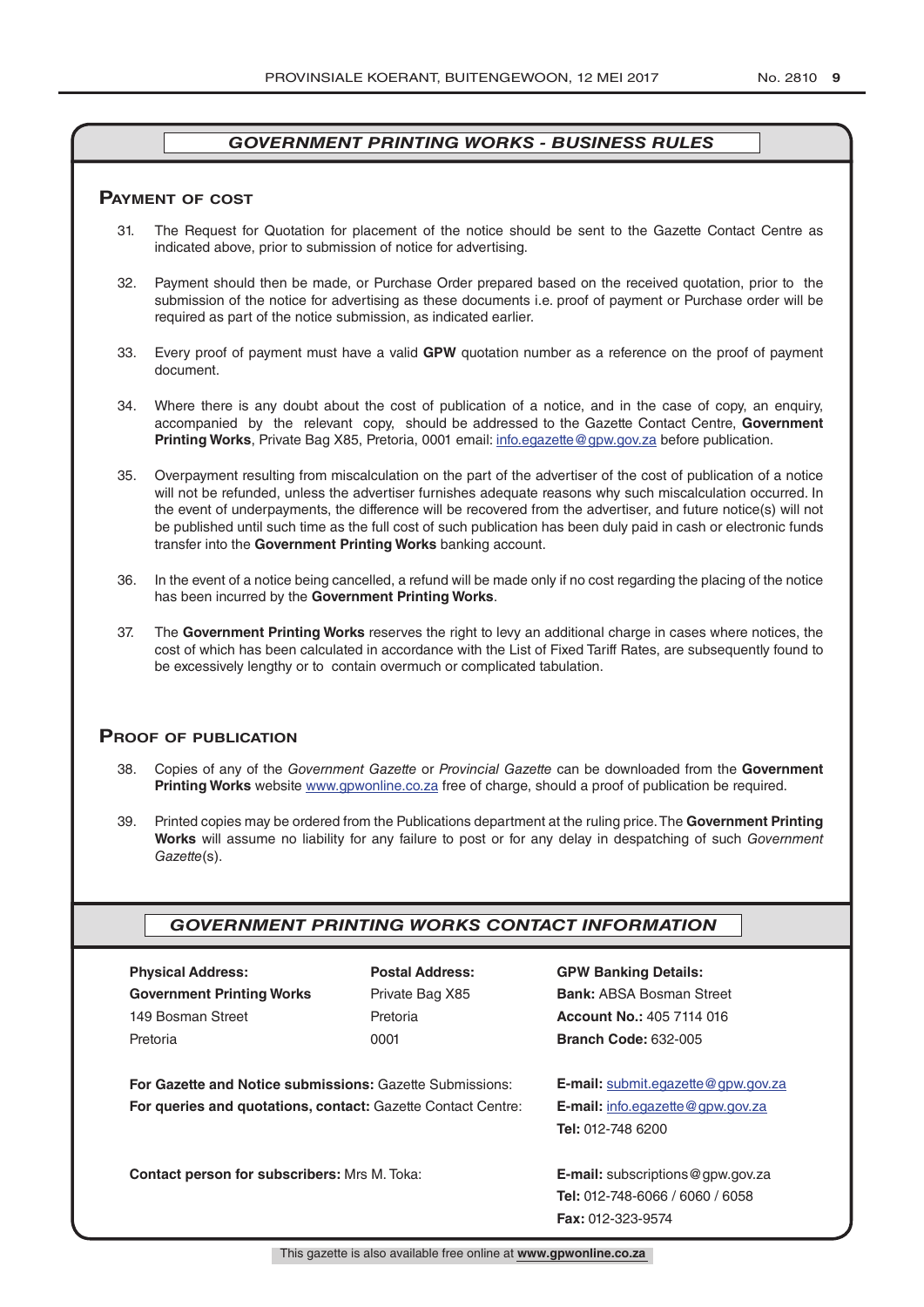## *GOVERNMENT PRINTING WORKS - BUSINESS RULES*

### Payment of cost

31. The Request for Quotation for placement of the notice should be sent to the Gazette Contact Centre as indicated above, prior to submission of notice for advertising.

32. Payment should then be made, or Purchase Order prepared based on the received quotation, prior to the submission of the notice for advertising as these documents i.e. proof of payment or Purchase order will be required as part of the notice submission, as indicated earlier.

33. Every proof of payment must have a valid **GPW** quotation number as a reference on the proof of payment document.

34. Where there is any doubt about the cost of publication of a notice, and in the case of copy, an enquiry, accompanied by the relevant copy, should be addressed to the Gazette Contact Centre, **Government Printing Works**, Private Bag X85, Pretoria, 0001 email: info.egazette@gpw.gov.za before publication.

35. Overpayment resulting from miscalculation on the part of the advertiser of the cost of publication of a notice will not be refunded, unless the advertiser furnishes adequate reasons why such miscalculation occurred. In the event of underpayments, the difference will be recovered from the advertiser, and future notice(s) will not be published until such time as the full cost of such publication has been duly paid in cash or electronic funds transfer into the **Government Printing Works** banking account.

36. In the event of a notice being cancelled, a refund will be made only if no cost regarding the placing of the notice has been incurred by the **Government Printing Works**.

37. The **Government Printing Works** reserves the right to levy an additional charge in cases where notices, the cost of which has been calculated in accordance with the List of Fixed Tariff Rates, are subsequently found to be excessively lengthy or to contain overmuch or complicated tabulation.

### Proof of publication

38. Copies of any of the *Government Gazette* or *Provincial Gazette* can be downloaded from the **Government Printing Works** website www.gpwonline.co.za free of charge, should a proof of publication be required.

39. Printed copies may be ordered from the Publications department at the ruling price. The **Government Printing Works** will assume no liability for any failure to post or for any delay in despatching of such *Government Gazette*(s).

## *GOVERNMENT PRINTING WORKS CONTACT INFORMATION*

**Physical Address:**
**Government Printing Works**
149 Bosman Street
Pretoria

**Postal Address:**
Private Bag X85
Pretoria
0001

**GPW Banking Details:**
**Bank:** ABSA Bosman Street
**Account No.:** 405 7114 016
**Branch Code:** 632-005

**For Gazette and Notice submissions:** Gazette Submissions: **E-mail:** submit.egazette@gpw.gov.za

**For queries and quotations, contact:** Gazette Contact Centre: **E-mail:** info.egazette@gpw.gov.za
**Tel:** 012-748 6200

**Contact person for subscribers:** Mrs M. Toka: **E-mail:** subscriptions@gpw.gov.za
**Tel:** 012-748-6066 / 6060 / 6058
**Fax:** 012-323-9574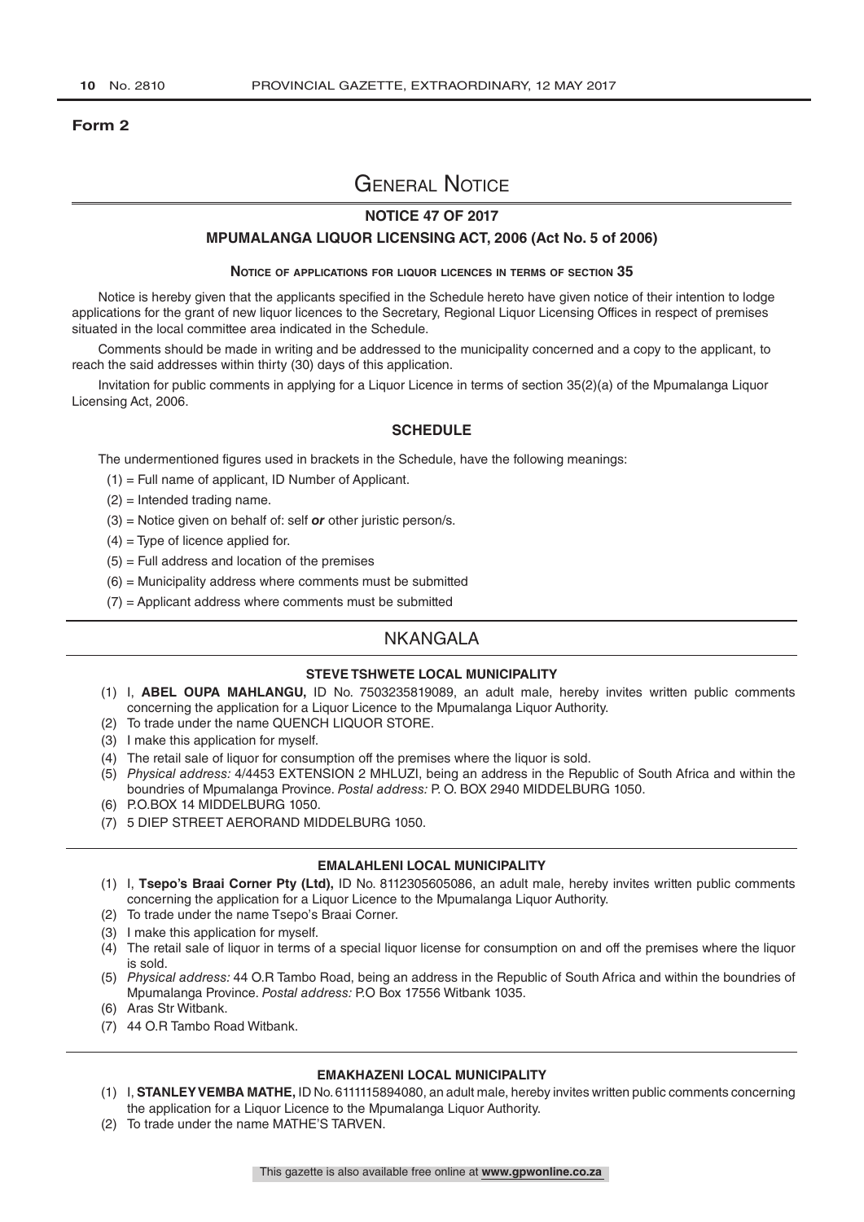**Form 2**

# General Notice

## NOTICE 47 OF 2017

## MPUMALANGA LIQUOR LICENSING ACT, 2006 (Act No. 5 of 2006)

**Notice of applications for liquor licences in terms of section 35**

Notice is hereby given that the applicants specified in the Schedule hereto have given notice of their intention to lodge applications for the grant of new liquor licences to the Secretary, Regional Liquor Licensing Offices in respect of premises situated in the local committee area indicated in the Schedule.

Comments should be made in writing and be addressed to the municipality concerned and a copy to the applicant, to reach the said addresses within thirty (30) days of this application.

Invitation for public comments in applying for a Liquor Licence in terms of section 35(2)(a) of the Mpumalanga Liquor Licensing Act, 2006.

### SCHEDULE

The undermentioned figures used in brackets in the Schedule, have the following meanings:

(1) = Full name of applicant, ID Number of Applicant.

(2) = Intended trading name.

(3) = Notice given on behalf of: self *or* other juristic person/s.

(4) = Type of licence applied for.

(5) = Full address and location of the premises

(6) = Municipality address where comments must be submitted

(7) = Applicant address where comments must be submitted

## NKANGALA

### STEVE TSHWETE LOCAL MUNICIPALITY

(1) I, **ABEL OUPA MAHLANGU,** ID No. 7503235819089, an adult male, hereby invites written public comments concerning the application for a Liquor Licence to the Mpumalanga Liquor Authority.

(2) To trade under the name QUENCH LIQUOR STORE.

(3) I make this application for myself.

(4) The retail sale of liquor for consumption off the premises where the liquor is sold.

(5) *Physical address:* 4/4453 EXTENSION 2 MHLUZI, being an address in the Republic of South Africa and within the boundries of Mpumalanga Province. *Postal address:* P. O. BOX 2940 MIDDELBURG 1050.

(6) P.O.BOX 14 MIDDELBURG 1050.

(7) 5 DIEP STREET AERORAND MIDDELBURG 1050.

### EMALAHLENI LOCAL MUNICIPALITY

(1) I, **Tsepo's Braai Corner Pty (Ltd),** ID No. 8112305605086, an adult male, hereby invites written public comments concerning the application for a Liquor Licence to the Mpumalanga Liquor Authority.

(2) To trade under the name Tsepo's Braai Corner.

(3) I make this application for myself.

(4) The retail sale of liquor in terms of a special liquor license for consumption on and off the premises where the liquor is sold.

(5) *Physical address:* 44 O.R Tambo Road, being an address in the Republic of South Africa and within the boundries of Mpumalanga Province. *Postal address:* P.O Box 17556 Witbank 1035.

(6) Aras Str Witbank.

(7) 44 O.R Tambo Road Witbank.

### EMAKHAZENI LOCAL MUNICIPALITY

(1) I, **STANLEY VEMBA MATHE,** ID No. 6111115894080, an adult male, hereby invites written public comments concerning the application for a Liquor Licence to the Mpumalanga Liquor Authority.

(2) To trade under the name MATHE'S TARVEN.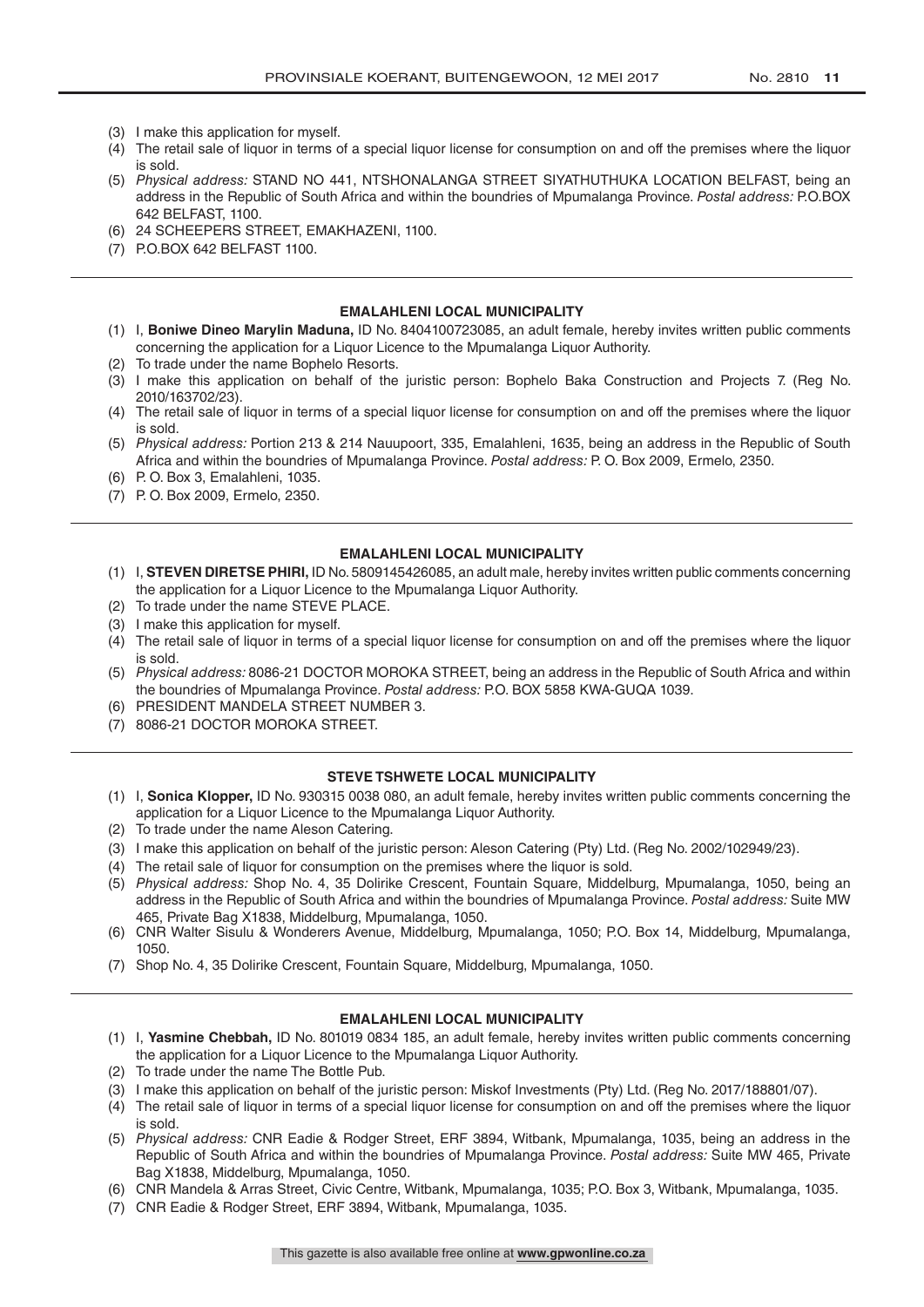(3) I make this application for myself.
(4) The retail sale of liquor in terms of a special liquor license for consumption on and off the premises where the liquor is sold.
(5) *Physical address:* STAND NO 441, NTSHONALANGA STREET SIYATHUTHUKA LOCATION BELFAST, being an address in the Republic of South Africa and within the boundries of Mpumalanga Province. *Postal address:* P.O.BOX 642 BELFAST, 1100.
(6) 24 SCHEEPERS STREET, EMAKHAZENI, 1100.
(7) P.O.BOX 642 BELFAST 1100.

---

**EMALAHLENI LOCAL MUNICIPALITY**

(1) I, **Boniwe Dineo Marylin Maduna,** ID No. 8404100723085, an adult female, hereby invites written public comments concerning the application for a Liquor Licence to the Mpumalanga Liquor Authority.
(2) To trade under the name Bophelo Resorts.
(3) I make this application on behalf of the juristic person: Bophelo Baka Construction and Projects 7. (Reg No. 2010/163702/23).
(4) The retail sale of liquor in terms of a special liquor license for consumption on and off the premises where the liquor is sold.
(5) *Physical address:* Portion 213 & 214 Nauupoort, 335, Emalahleni, 1635, being an address in the Republic of South Africa and within the boundries of Mpumalanga Province. *Postal address:* P. O. Box 2009, Ermelo, 2350.
(6) P. O. Box 3, Emalahleni, 1035.
(7) P. O. Box 2009, Ermelo, 2350.

---

**EMALAHLENI LOCAL MUNICIPALITY**

(1) I, **STEVEN DIRETSE PHIRI,** ID No. 5809145426085, an adult male, hereby invites written public comments concerning the application for a Liquor Licence to the Mpumalanga Liquor Authority.
(2) To trade under the name STEVE PLACE.
(3) I make this application for myself.
(4) The retail sale of liquor in terms of a special liquor license for consumption on and off the premises where the liquor is sold.
(5) *Physical address:* 8086-21 DOCTOR MOROKA STREET, being an address in the Republic of South Africa and within the boundries of Mpumalanga Province. *Postal address:* P.O. BOX 5858 KWA-GUQA 1039.
(6) PRESIDENT MANDELA STREET NUMBER 3.
(7) 8086-21 DOCTOR MOROKA STREET.

---

**STEVE TSHWETE LOCAL MUNICIPALITY**

(1) I, **Sonica Klopper,** ID No. 930315 0038 080, an adult female, hereby invites written public comments concerning the application for a Liquor Licence to the Mpumalanga Liquor Authority.
(2) To trade under the name Aleson Catering.
(3) I make this application on behalf of the juristic person: Aleson Catering (Pty) Ltd. (Reg No. 2002/102949/23).
(4) The retail sale of liquor for consumption on the premises where the liquor is sold.
(5) *Physical address:* Shop No. 4, 35 Dolirike Crescent, Fountain Square, Middelburg, Mpumalanga, 1050, being an address in the Republic of South Africa and within the boundries of Mpumalanga Province. *Postal address:* Suite MW 465, Private Bag X1838, Middelburg, Mpumalanga, 1050.
(6) CNR Walter Sisulu & Wonderers Avenue, Middelburg, Mpumalanga, 1050; P.O. Box 14, Middelburg, Mpumalanga, 1050.
(7) Shop No. 4, 35 Dolirike Crescent, Fountain Square, Middelburg, Mpumalanga, 1050.

---

**EMALAHLENI LOCAL MUNICIPALITY**

(1) I, **Yasmine Chebbah,** ID No. 801019 0834 185, an adult female, hereby invites written public comments concerning the application for a Liquor Licence to the Mpumalanga Liquor Authority.
(2) To trade under the name The Bottle Pub.
(3) I make this application on behalf of the juristic person: Miskof Investments (Pty) Ltd. (Reg No. 2017/188801/07).
(4) The retail sale of liquor in terms of a special liquor license for consumption on and off the premises where the liquor is sold.
(5) *Physical address:* CNR Eadie & Rodger Street, ERF 3894, Witbank, Mpumalanga, 1035, being an address in the Republic of South Africa and within the boundries of Mpumalanga Province. *Postal address:* Suite MW 465, Private Bag X1838, Middelburg, Mpumalanga, 1050.
(6) CNR Mandela & Arras Street, Civic Centre, Witbank, Mpumalanga, 1035; P.O. Box 3, Witbank, Mpumalanga, 1035.
(7) CNR Eadie & Rodger Street, ERF 3894, Witbank, Mpumalanga, 1035.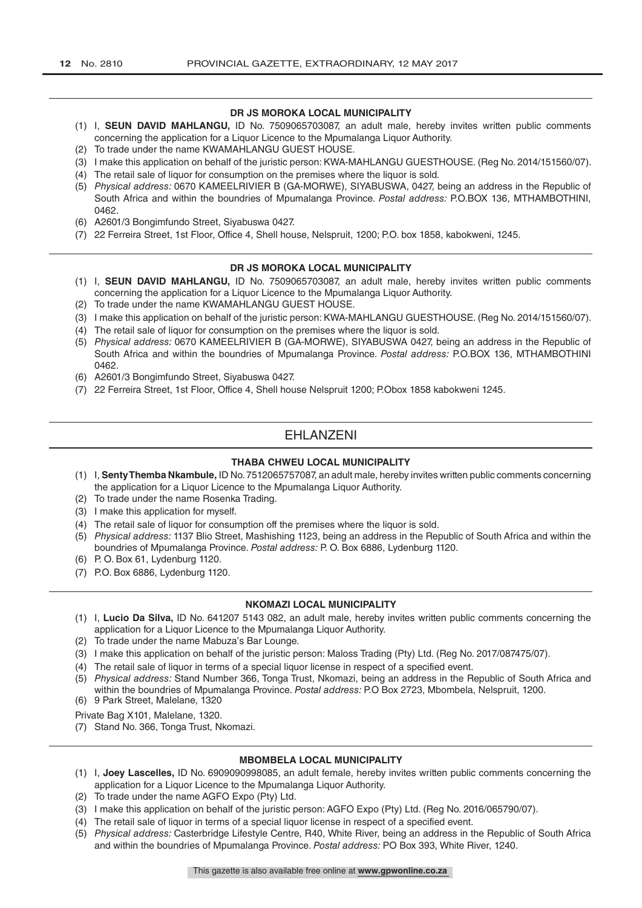### DR JS MOROKA LOCAL MUNICIPALITY

(1) I, **SEUN DAVID MAHLANGU,** ID No. 7509065703087, an adult male, hereby invites written public comments concerning the application for a Liquor Licence to the Mpumalanga Liquor Authority.
(2) To trade under the name KWAMAHLANGU GUEST HOUSE.
(3) I make this application on behalf of the juristic person: KWA-MAHLANGU GUESTHOUSE. (Reg No. 2014/151560/07).
(4) The retail sale of liquor for consumption on the premises where the liquor is sold.
(5) *Physical address:* 0670 KAMEELRIVIER B (GA-MORWE), SIYABUSWA, 0427, being an address in the Republic of South Africa and within the boundries of Mpumalanga Province. *Postal address:* P.O.BOX 136, MTHAMBOTHINI, 0462.
(6) A2601/3 Bongimfundo Street, Siyabuswa 0427.
(7) 22 Ferreira Street, 1st Floor, Office 4, Shell house, Nelspruit, 1200; P.O. box 1858, kabokweni, 1245.

### DR JS MOROKA LOCAL MUNICIPALITY

(1) I, **SEUN DAVID MAHLANGU,** ID No. 7509065703087, an adult male, hereby invites written public comments concerning the application for a Liquor Licence to the Mpumalanga Liquor Authority.
(2) To trade under the name KWAMAHLANGU GUEST HOUSE.
(3) I make this application on behalf of the juristic person: KWA-MAHLANGU GUESTHOUSE. (Reg No. 2014/151560/07).
(4) The retail sale of liquor for consumption on the premises where the liquor is sold.
(5) *Physical address:* 0670 KAMEELRIVIER B (GA-MORWE), SIYABUSWA 0427, being an address in the Republic of South Africa and within the boundries of Mpumalanga Province. *Postal address:* P.O.BOX 136, MTHAMBOTHINI 0462.
(6) A2601/3 Bongimfundo Street, Siyabuswa 0427.
(7) 22 Ferreira Street, 1st Floor, Office 4, Shell house Nelspruit 1200; P.Obox 1858 kabokweni 1245.

## EHLANZENI

### THABA CHWEU LOCAL MUNICIPALITY

(1) I, **Senty Themba Nkambule,** ID No. 7512065757087, an adult male, hereby invites written public comments concerning the application for a Liquor Licence to the Mpumalanga Liquor Authority.
(2) To trade under the name Rosenka Trading.
(3) I make this application for myself.
(4) The retail sale of liquor for consumption off the premises where the liquor is sold.
(5) *Physical address:* 1137 Blio Street, Mashishing 1123, being an address in the Republic of South Africa and within the boundries of Mpumalanga Province. *Postal address:* P. O. Box 6886, Lydenburg 1120.
(6) P. O. Box 61, Lydenburg 1120.
(7) P.O. Box 6886, Lydenburg 1120.

### NKOMAZI LOCAL MUNICIPALITY

(1) I, **Lucio Da Silva,** ID No. 641207 5143 082, an adult male, hereby invites written public comments concerning the application for a Liquor Licence to the Mpumalanga Liquor Authority.
(2) To trade under the name Mabuza's Bar Lounge.
(3) I make this application on behalf of the juristic person: Maloss Trading (Pty) Ltd. (Reg No. 2017/087475/07).
(4) The retail sale of liquor in terms of a special liquor license in respect of a specified event.
(5) *Physical address:* Stand Number 366, Tonga Trust, Nkomazi, being an address in the Republic of South Africa and within the boundries of Mpumalanga Province. *Postal address:* P.O Box 2723, Mbombela, Nelspruit, 1200.
(6) 9 Park Street, Malelane, 1320

Private Bag X101, Malelane, 1320.

(7) Stand No. 366, Tonga Trust, Nkomazi.

### MBOMBELA LOCAL MUNICIPALITY

(1) I, **Joey Lascelles,** ID No. 6909090998085, an adult female, hereby invites written public comments concerning the application for a Liquor Licence to the Mpumalanga Liquor Authority.
(2) To trade under the name AGFO Expo (Pty) Ltd.
(3) I make this application on behalf of the juristic person: AGFO Expo (Pty) Ltd. (Reg No. 2016/065790/07).
(4) The retail sale of liquor in terms of a special liquor license in respect of a specified event.
(5) *Physical address:* Casterbridge Lifestyle Centre, R40, White River, being an address in the Republic of South Africa and within the boundries of Mpumalanga Province. *Postal address:* PO Box 393, White River, 1240.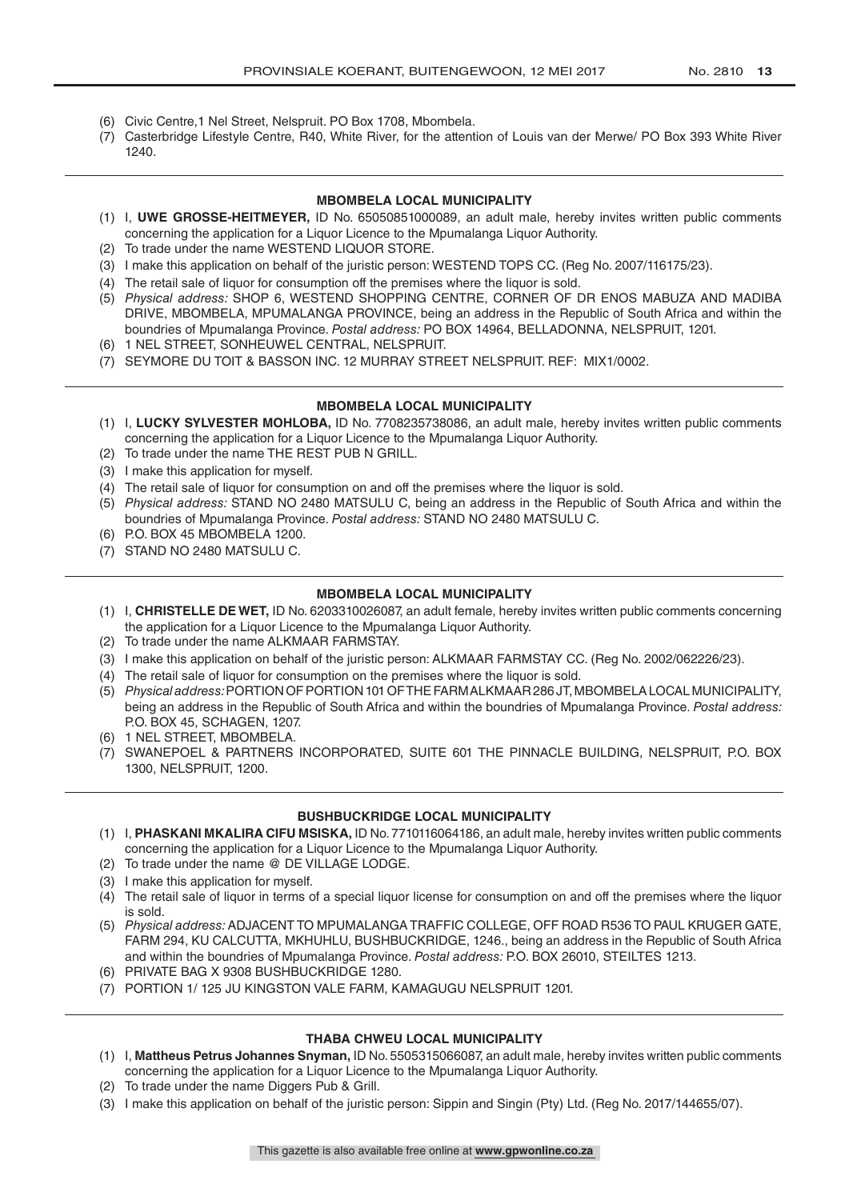(6) Civic Centre,1 Nel Street, Nelspruit. PO Box 1708, Mbombela.
(7) Casterbridge Lifestyle Centre, R40, White River, for the attention of Louis van der Merwe/ PO Box 393 White River 1240.

---

**MBOMBELA LOCAL MUNICIPALITY**

(1) I, **UWE GROSSE-HEITMEYER,** ID No. 65050851000089, an adult male, hereby invites written public comments concerning the application for a Liquor Licence to the Mpumalanga Liquor Authority.
(2) To trade under the name WESTEND LIQUOR STORE.
(3) I make this application on behalf of the juristic person: WESTEND TOPS CC. (Reg No. 2007/116175/23).
(4) The retail sale of liquor for consumption off the premises where the liquor is sold.
(5) *Physical address:* SHOP 6, WESTEND SHOPPING CENTRE, CORNER OF DR ENOS MABUZA AND MADIBA DRIVE, MBOMBELA, MPUMALANGA PROVINCE, being an address in the Republic of South Africa and within the boundries of Mpumalanga Province. *Postal address:* PO BOX 14964, BELLADONNA, NELSPRUIT, 1201.
(6) 1 NEL STREET, SONHEUWEL CENTRAL, NELSPRUIT.
(7) SEYMORE DU TOIT & BASSON INC. 12 MURRAY STREET NELSPRUIT. REF: MIX1/0002.

---

**MBOMBELA LOCAL MUNICIPALITY**

(1) I, **LUCKY SYLVESTER MOHLOBA,** ID No. 7708235738086, an adult male, hereby invites written public comments concerning the application for a Liquor Licence to the Mpumalanga Liquor Authority.
(2) To trade under the name THE REST PUB N GRILL.
(3) I make this application for myself.
(4) The retail sale of liquor for consumption on and off the premises where the liquor is sold.
(5) *Physical address:* STAND NO 2480 MATSULU C, being an address in the Republic of South Africa and within the boundries of Mpumalanga Province. *Postal address:* STAND NO 2480 MATSULU C.
(6) P.O. BOX 45 MBOMBELA 1200.
(7) STAND NO 2480 MATSULU C.

---

**MBOMBELA LOCAL MUNICIPALITY**

(1) I, **CHRISTELLE DE WET,** ID No. 6203310026087, an adult female, hereby invites written public comments concerning the application for a Liquor Licence to the Mpumalanga Liquor Authority.
(2) To trade under the name ALKMAAR FARMSTAY.
(3) I make this application on behalf of the juristic person: ALKMAAR FARMSTAY CC. (Reg No. 2002/062226/23).
(4) The retail sale of liquor for consumption on the premises where the liquor is sold.
(5) *Physical address:* PORTION OF PORTION 101 OF THE FARM ALKMAAR 286 JT, MBOMBELA LOCAL MUNICIPALITY, being an address in the Republic of South Africa and within the boundries of Mpumalanga Province. *Postal address:* P.O. BOX 45, SCHAGEN, 1207.
(6) 1 NEL STREET, MBOMBELA.
(7) SWANEPOEL & PARTNERS INCORPORATED, SUITE 601 THE PINNACLE BUILDING, NELSPRUIT, P.O. BOX 1300, NELSPRUIT, 1200.

---

**BUSHBUCKRIDGE LOCAL MUNICIPALITY**

(1) I, **PHASKANI MKALIRA CIFU MSISKA,** ID No. 7710116064186, an adult male, hereby invites written public comments concerning the application for a Liquor Licence to the Mpumalanga Liquor Authority.
(2) To trade under the name @ DE VILLAGE LODGE.
(3) I make this application for myself.
(4) The retail sale of liquor in terms of a special liquor license for consumption on and off the premises where the liquor is sold.
(5) *Physical address:* ADJACENT TO MPUMALANGA TRAFFIC COLLEGE, OFF ROAD R536 TO PAUL KRUGER GATE, FARM 294, KU CALCUTTA, MKHUHLU, BUSHBUCKRIDGE, 1246., being an address in the Republic of South Africa and within the boundries of Mpumalanga Province. *Postal address:* P.O. BOX 26010, STEILTES 1213.
(6) PRIVATE BAG X 9308 BUSHBUCKRIDGE 1280.
(7) PORTION 1/ 125 JU KINGSTON VALE FARM, KAMAGUGU NELSPRUIT 1201.

---

**THABA CHWEU LOCAL MUNICIPALITY**

(1) I, **Mattheus Petrus Johannes Snyman,** ID No. 5505315066087, an adult male, hereby invites written public comments concerning the application for a Liquor Licence to the Mpumalanga Liquor Authority.
(2) To trade under the name Diggers Pub & Grill.
(3) I make this application on behalf of the juristic person: Sippin and Singin (Pty) Ltd. (Reg No. 2017/144655/07).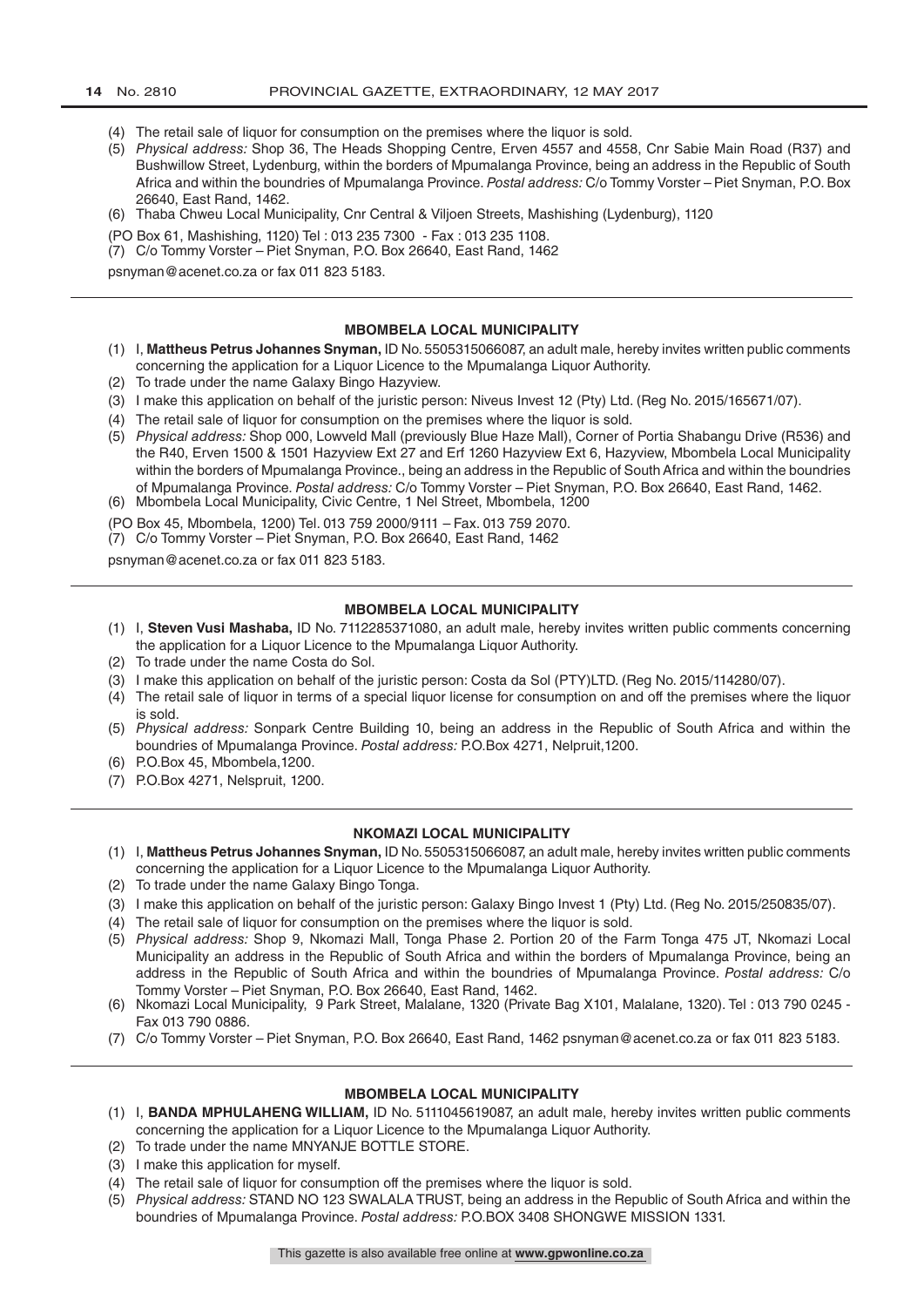(4) The retail sale of liquor for consumption on the premises where the liquor is sold.

(5) *Physical address:* Shop 36, The Heads Shopping Centre, Erven 4557 and 4558, Cnr Sabie Main Road (R37) and Bushwillow Street, Lydenburg, within the borders of Mpumalanga Province, being an address in the Republic of South Africa and within the boundries of Mpumalanga Province. *Postal address:* C/o Tommy Vorster – Piet Snyman, P.O. Box 26640, East Rand, 1462.

(6) Thaba Chweu Local Municipality, Cnr Central & Viljoen Streets, Mashishing (Lydenburg), 1120

(PO Box 61, Mashishing, 1120) Tel : 013 235 7300 - Fax : 013 235 1108.

(7) C/o Tommy Vorster – Piet Snyman, P.O. Box 26640, East Rand, 1462

psnyman@acenet.co.za or fax 011 823 5183.

---

**MBOMBELA LOCAL MUNICIPALITY**

(1) I, **Mattheus Petrus Johannes Snyman,** ID No. 5505315066087, an adult male, hereby invites written public comments concerning the application for a Liquor Licence to the Mpumalanga Liquor Authority.

(2) To trade under the name Galaxy Bingo Hazyview.

(3) I make this application on behalf of the juristic person: Niveus Invest 12 (Pty) Ltd. (Reg No. 2015/165671/07).

(4) The retail sale of liquor for consumption on the premises where the liquor is sold.

(5) *Physical address:* Shop 000, Lowveld Mall (previously Blue Haze Mall), Corner of Portia Shabangu Drive (R536) and the R40, Erven 1500 & 1501 Hazyview Ext 27 and Erf 1260 Hazyview Ext 6, Hazyview, Mbombela Local Municipality within the borders of Mpumalanga Province., being an address in the Republic of South Africa and within the boundries of Mpumalanga Province. *Postal address:* C/o Tommy Vorster – Piet Snyman, P.O. Box 26640, East Rand, 1462.

(6) Mbombela Local Municipality, Civic Centre, 1 Nel Street, Mbombela, 1200

(PO Box 45, Mbombela, 1200) Tel. 013 759 2000/9111 – Fax. 013 759 2070.

(7) C/o Tommy Vorster – Piet Snyman, P.O. Box 26640, East Rand, 1462

psnyman@acenet.co.za or fax 011 823 5183.

---

**MBOMBELA LOCAL MUNICIPALITY**

(1) I, **Steven Vusi Mashaba,** ID No. 7112285371080, an adult male, hereby invites written public comments concerning the application for a Liquor Licence to the Mpumalanga Liquor Authority.

(2) To trade under the name Costa do Sol.

(3) I make this application on behalf of the juristic person: Costa da Sol (PTY)LTD. (Reg No. 2015/114280/07).

(4) The retail sale of liquor in terms of a special liquor license for consumption on and off the premises where the liquor is sold.

(5) *Physical address:* Sonpark Centre Building 10, being an address in the Republic of South Africa and within the boundries of Mpumalanga Province. *Postal address:* P.O.Box 4271, Nelpruit,1200.

(6) P.O.Box 45, Mbombela,1200.

(7) P.O.Box 4271, Nelspruit, 1200.

---

**NKOMAZI LOCAL MUNICIPALITY**

(1) I, **Mattheus Petrus Johannes Snyman,** ID No. 5505315066087, an adult male, hereby invites written public comments concerning the application for a Liquor Licence to the Mpumalanga Liquor Authority.

(2) To trade under the name Galaxy Bingo Tonga.

(3) I make this application on behalf of the juristic person: Galaxy Bingo Invest 1 (Pty) Ltd. (Reg No. 2015/250835/07).

(4) The retail sale of liquor for consumption on the premises where the liquor is sold.

(5) *Physical address:* Shop 9, Nkomazi Mall, Tonga Phase 2. Portion 20 of the Farm Tonga 475 JT, Nkomazi Local Municipality an address in the Republic of South Africa and within the borders of Mpumalanga Province, being an address in the Republic of South Africa and within the boundries of Mpumalanga Province. *Postal address:* C/o Tommy Vorster – Piet Snyman, P.O. Box 26640, East Rand, 1462.

(6) Nkomazi Local Municipality, 9 Park Street, Malalane, 1320 (Private Bag X101, Malalane, 1320). Tel : 013 790 0245 - Fax 013 790 0886.

(7) C/o Tommy Vorster – Piet Snyman, P.O. Box 26640, East Rand, 1462 psnyman@acenet.co.za or fax 011 823 5183.

---

**MBOMBELA LOCAL MUNICIPALITY**

(1) I, **BANDA MPHULAHENG WILLIAM,** ID No. 5111045619087, an adult male, hereby invites written public comments concerning the application for a Liquor Licence to the Mpumalanga Liquor Authority.

(2) To trade under the name MNYANJE BOTTLE STORE.

(3) I make this application for myself.

(4) The retail sale of liquor for consumption off the premises where the liquor is sold.

(5) *Physical address:* STAND NO 123 SWALALA TRUST, being an address in the Republic of South Africa and within the boundries of Mpumalanga Province. *Postal address:* P.O.BOX 3408 SHONGWE MISSION 1331.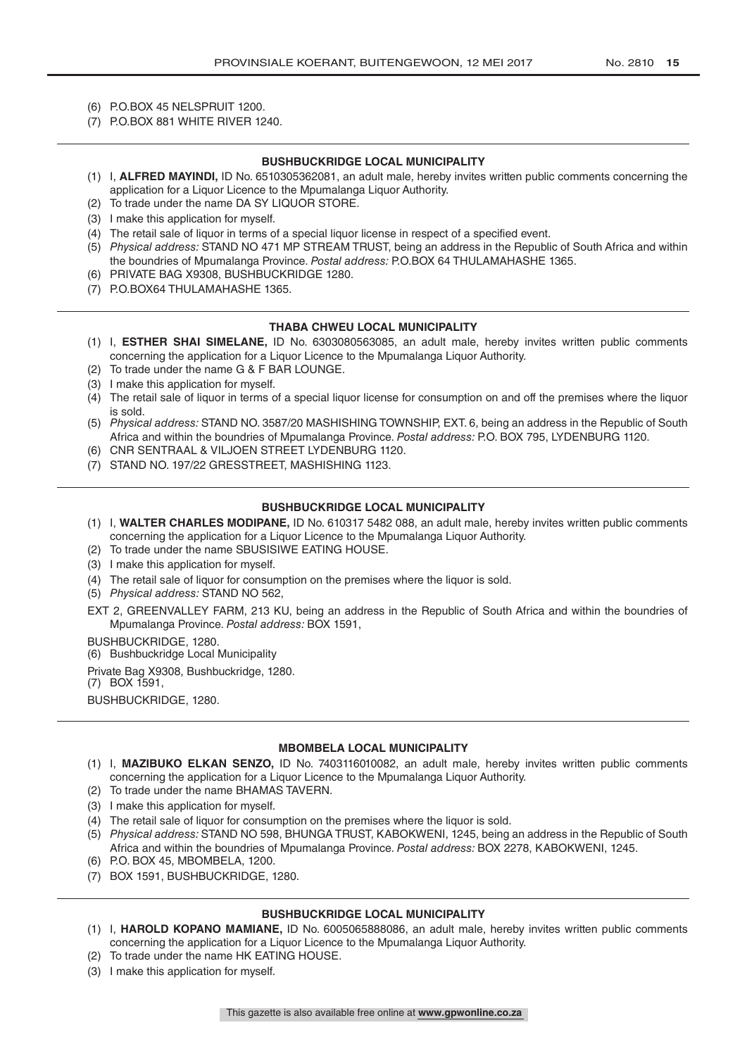(6) P.O.BOX 45 NELSPRUIT 1200.
(7) P.O.BOX 881 WHITE RIVER 1240.

---

**BUSHBUCKRIDGE LOCAL MUNICIPALITY**

(1) I, **ALFRED MAYINDI,** ID No. 6510305362081, an adult male, hereby invites written public comments concerning the application for a Liquor Licence to the Mpumalanga Liquor Authority.
(2) To trade under the name DA SY LIQUOR STORE.
(3) I make this application for myself.
(4) The retail sale of liquor in terms of a special liquor license in respect of a specified event.
(5) *Physical address:* STAND NO 471 MP STREAM TRUST, being an address in the Republic of South Africa and within the boundries of Mpumalanga Province. *Postal address:* P.O.BOX 64 THULAMAHASHE 1365.
(6) PRIVATE BAG X9308, BUSHBUCKRIDGE 1280.
(7) P.O.BOX64 THULAMAHASHE 1365.

---

**THABA CHWEU LOCAL MUNICIPALITY**

(1) I, **ESTHER SHAI SIMELANE,** ID No. 6303080563085, an adult male, hereby invites written public comments concerning the application for a Liquor Licence to the Mpumalanga Liquor Authority.
(2) To trade under the name G & F BAR LOUNGE.
(3) I make this application for myself.
(4) The retail sale of liquor in terms of a special liquor license for consumption on and off the premises where the liquor is sold.
(5) *Physical address:* STAND NO. 3587/20 MASHISHING TOWNSHIP, EXT. 6, being an address in the Republic of South Africa and within the boundries of Mpumalanga Province. *Postal address:* P.O. BOX 795, LYDENBURG 1120.
(6) CNR SENTRAAL & VILJOEN STREET LYDENBURG 1120.
(7) STAND NO. 197/22 GRESSTREET, MASHISHING 1123.

---

**BUSHBUCKRIDGE LOCAL MUNICIPALITY**

(1) I, **WALTER CHARLES MODIPANE,** ID No. 610317 5482 088, an adult male, hereby invites written public comments concerning the application for a Liquor Licence to the Mpumalanga Liquor Authority.
(2) To trade under the name SBUSISIWE EATING HOUSE.
(3) I make this application for myself.
(4) The retail sale of liquor for consumption on the premises where the liquor is sold.
(5) *Physical address:* STAND NO 562,

EXT 2, GREENVALLEY FARM, 213 KU, being an address in the Republic of South Africa and within the boundries of Mpumalanga Province. *Postal address:* BOX 1591,

BUSHBUCKRIDGE, 1280.
(6) Bushbuckridge Local Municipality

Private Bag X9308, Bushbuckridge, 1280.
(7) BOX 1591,

BUSHBUCKRIDGE, 1280.

---

**MBOMBELA LOCAL MUNICIPALITY**

(1) I, **MAZIBUKO ELKAN SENZO,** ID No. 7403116010082, an adult male, hereby invites written public comments concerning the application for a Liquor Licence to the Mpumalanga Liquor Authority.
(2) To trade under the name BHAMAS TAVERN.
(3) I make this application for myself.
(4) The retail sale of liquor for consumption on the premises where the liquor is sold.
(5) *Physical address:* STAND NO 598, BHUNGA TRUST, KABOKWENI, 1245, being an address in the Republic of South Africa and within the boundries of Mpumalanga Province. *Postal address:* BOX 2278, KABOKWENI, 1245.
(6) P.O. BOX 45, MBOMBELA, 1200.
(7) BOX 1591, BUSHBUCKRIDGE, 1280.

---

**BUSHBUCKRIDGE LOCAL MUNICIPALITY**

(1) I, **HAROLD KOPANO MAMIANE,** ID No. 6005065888086, an adult male, hereby invites written public comments concerning the application for a Liquor Licence to the Mpumalanga Liquor Authority.
(2) To trade under the name HK EATING HOUSE.
(3) I make this application for myself.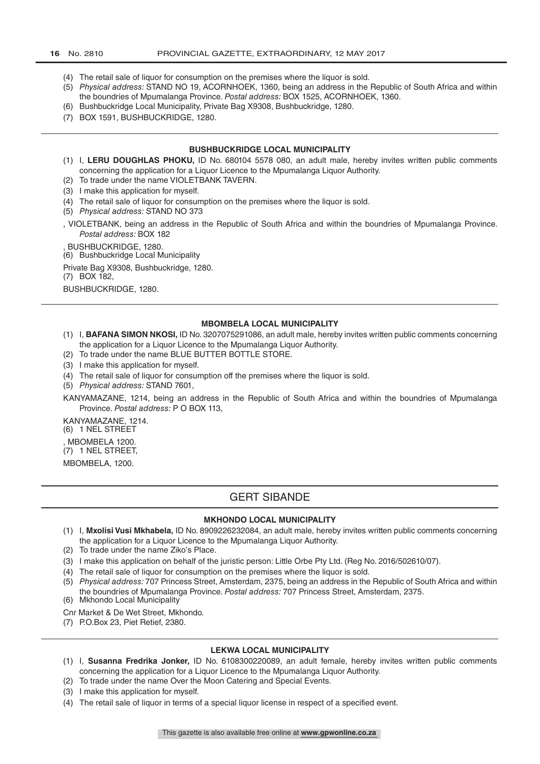(4) The retail sale of liquor for consumption on the premises where the liquor is sold.

(5) *Physical address:* STAND NO 19, ACORNHOEK, 1360, being an address in the Republic of South Africa and within the boundries of Mpumalanga Province. *Postal address:* BOX 1525, ACORNHOEK, 1360.

(6) Bushbuckridge Local Municipality, Private Bag X9308, Bushbuckridge, 1280.

(7) BOX 1591, BUSHBUCKRIDGE, 1280.

---

#### BUSHBUCKRIDGE LOCAL MUNICIPALITY

(1) I, **LERU DOUGHLAS PHOKU,** ID No. 680104 5578 080, an adult male, hereby invites written public comments concerning the application for a Liquor Licence to the Mpumalanga Liquor Authority.

(2) To trade under the name VIOLETBANK TAVERN.

(3) I make this application for myself.

(4) The retail sale of liquor for consumption on the premises where the liquor is sold.

(5) *Physical address:* STAND NO 373

, VIOLETBANK, being an address in the Republic of South Africa and within the boundries of Mpumalanga Province. *Postal address:* BOX 182

, BUSHBUCKRIDGE, 1280.

(6) Bushbuckridge Local Municipality

Private Bag X9308, Bushbuckridge, 1280.

(7) BOX 182,

BUSHBUCKRIDGE, 1280.

---

#### MBOMBELA LOCAL MUNICIPALITY

(1) I, **BAFANA SIMON NKOSI,** ID No. 3207075291086, an adult male, hereby invites written public comments concerning the application for a Liquor Licence to the Mpumalanga Liquor Authority.

(2) To trade under the name BLUE BUTTER BOTTLE STORE.

(3) I make this application for myself.

(4) The retail sale of liquor for consumption off the premises where the liquor is sold.

(5) *Physical address:* STAND 7601,

KANYAMAZANE, 1214, being an address in the Republic of South Africa and within the boundries of Mpumalanga Province. *Postal address:* P O BOX 113,

KANYAMAZANE, 1214.

(6) 1 NEL STREET

, MBOMBELA 1200.

(7) 1 NEL STREET,

MBOMBELA, 1200.

---

## GERT SIBANDE

#### MKHONDO LOCAL MUNICIPALITY

(1) I, **Mxolisi Vusi Mkhabela,** ID No. 8909226232084, an adult male, hereby invites written public comments concerning the application for a Liquor Licence to the Mpumalanga Liquor Authority.

(2) To trade under the name Ziko's Place.

(3) I make this application on behalf of the juristic person: Little Orbe Pty Ltd. (Reg No. 2016/502610/07).

(4) The retail sale of liquor for consumption on the premises where the liquor is sold.

(5) *Physical address:* 707 Princess Street, Amsterdam, 2375, being an address in the Republic of South Africa and within the boundries of Mpumalanga Province. *Postal address:* 707 Princess Street, Amsterdam, 2375.

(6) Mkhondo Local Municipality

Cnr Market & De Wet Street, Mkhondo.

(7) P.O.Box 23, Piet Retief, 2380.

---

#### LEKWA LOCAL MUNICIPALITY

(1) I, **Susanna Fredrika Jonker,** ID No. 6108300220089, an adult female, hereby invites written public comments concerning the application for a Liquor Licence to the Mpumalanga Liquor Authority.

(2) To trade under the name Over the Moon Catering and Special Events.

(3) I make this application for myself.

(4) The retail sale of liquor in terms of a special liquor license in respect of a specified event.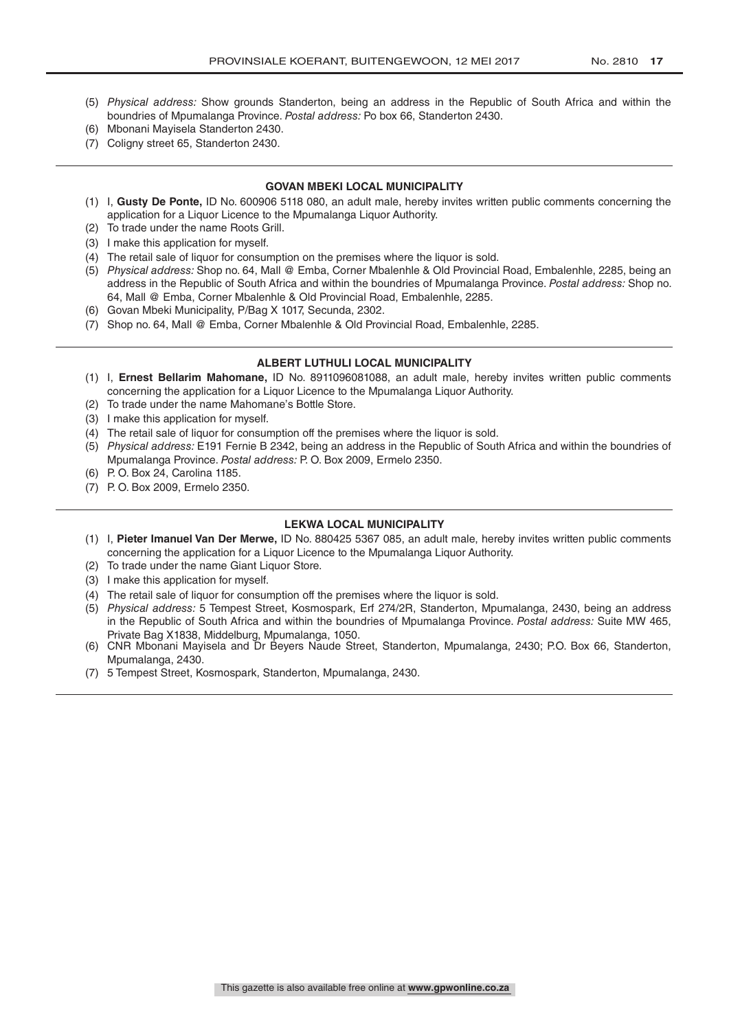(5) *Physical address:* Show grounds Standerton, being an address in the Republic of South Africa and within the boundries of Mpumalanga Province. *Postal address:* Po box 66, Standerton 2430.
(6) Mbonani Mayisela Standerton 2430.
(7) Coligny street 65, Standerton 2430.

---

**GOVAN MBEKI LOCAL MUNICIPALITY**

(1) I, **Gusty De Ponte,** ID No. 600906 5118 080, an adult male, hereby invites written public comments concerning the application for a Liquor Licence to the Mpumalanga Liquor Authority.
(2) To trade under the name Roots Grill.
(3) I make this application for myself.
(4) The retail sale of liquor for consumption on the premises where the liquor is sold.
(5) *Physical address:* Shop no. 64, Mall @ Emba, Corner Mbalenhle & Old Provincial Road, Embalenhle, 2285, being an address in the Republic of South Africa and within the boundries of Mpumalanga Province. *Postal address:* Shop no. 64, Mall @ Emba, Corner Mbalenhle & Old Provincial Road, Embalenhle, 2285.
(6) Govan Mbeki Municipality, P/Bag X 1017, Secunda, 2302.
(7) Shop no. 64, Mall @ Emba, Corner Mbalenhle & Old Provincial Road, Embalenhle, 2285.

---

**ALBERT LUTHULI LOCAL MUNICIPALITY**

(1) I, **Ernest Bellarim Mahomane,** ID No. 8911096081088, an adult male, hereby invites written public comments concerning the application for a Liquor Licence to the Mpumalanga Liquor Authority.
(2) To trade under the name Mahomane's Bottle Store.
(3) I make this application for myself.
(4) The retail sale of liquor for consumption off the premises where the liquor is sold.
(5) *Physical address:* E191 Fernie B 2342, being an address in the Republic of South Africa and within the boundries of Mpumalanga Province. *Postal address:* P. O. Box 2009, Ermelo 2350.
(6) P. O. Box 24, Carolina 1185.
(7) P. O. Box 2009, Ermelo 2350.

---

**LEKWA LOCAL MUNICIPALITY**

(1) I, **Pieter Imanuel Van Der Merwe,** ID No. 880425 5367 085, an adult male, hereby invites written public comments concerning the application for a Liquor Licence to the Mpumalanga Liquor Authority.
(2) To trade under the name Giant Liquor Store.
(3) I make this application for myself.
(4) The retail sale of liquor for consumption off the premises where the liquor is sold.
(5) *Physical address:* 5 Tempest Street, Kosmospark, Erf 274/2R, Standerton, Mpumalanga, 2430, being an address in the Republic of South Africa and within the boundries of Mpumalanga Province. *Postal address:* Suite MW 465, Private Bag X1838, Middelburg, Mpumalanga, 1050.
(6) CNR Mbonani Mayisela and Dr Beyers Naude Street, Standerton, Mpumalanga, 2430; P.O. Box 66, Standerton, Mpumalanga, 2430.
(7) 5 Tempest Street, Kosmospark, Standerton, Mpumalanga, 2430.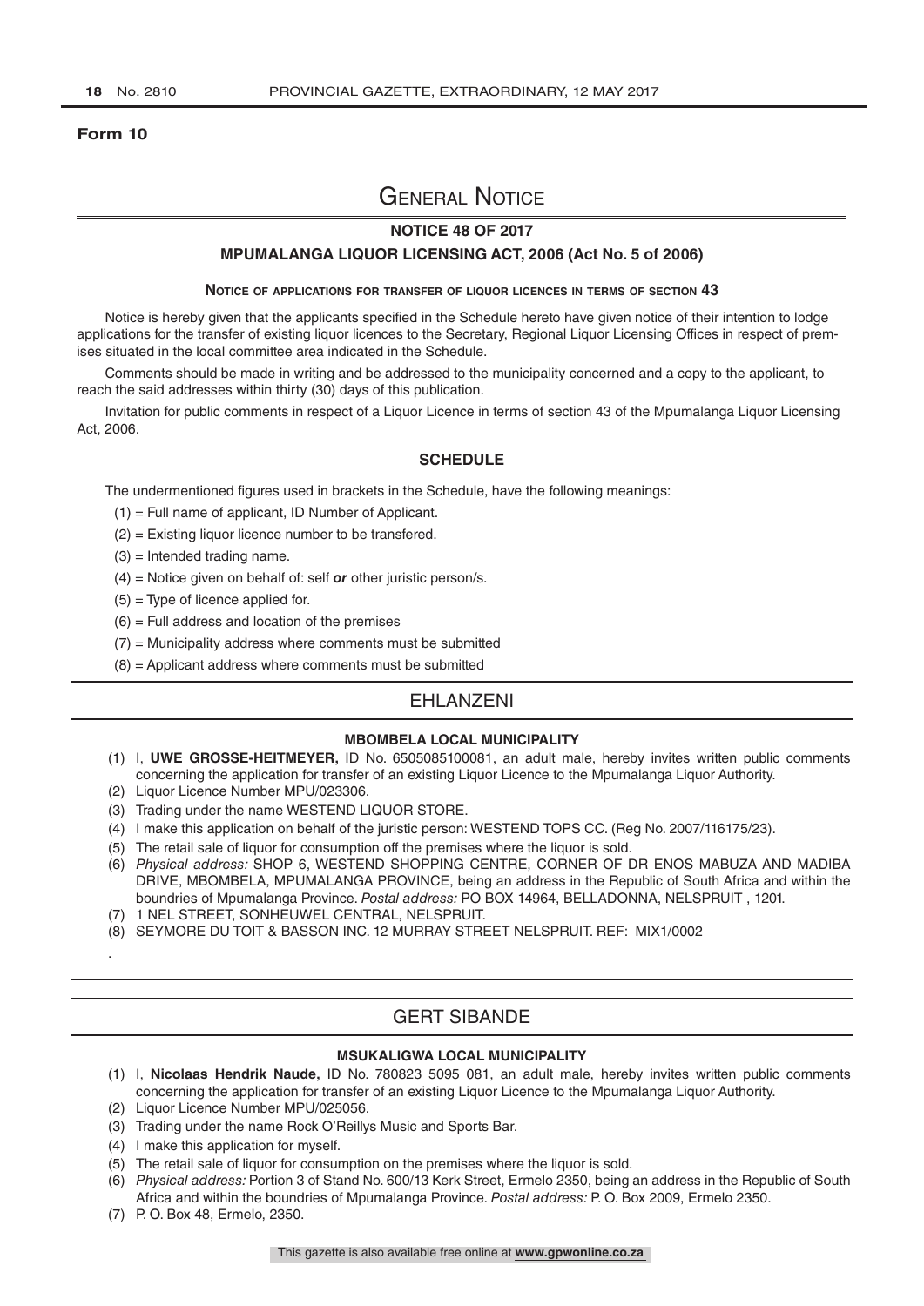**Form 10**

# General Notice

## NOTICE 48 OF 2017

## MPUMALANGA LIQUOR LICENSING ACT, 2006 (Act No. 5 of 2006)

### Notice of applications for transfer of liquor licences in terms of section 43

Notice is hereby given that the applicants specified in the Schedule hereto have given notice of their intention to lodge applications for the transfer of existing liquor licences to the Secretary, Regional Liquor Licensing Offices in respect of premises situated in the local committee area indicated in the Schedule.

Comments should be made in writing and be addressed to the municipality concerned and a copy to the applicant, to reach the said addresses within thirty (30) days of this publication.

Invitation for public comments in respect of a Liquor Licence in terms of section 43 of the Mpumalanga Liquor Licensing Act, 2006.

### SCHEDULE

The undermentioned figures used in brackets in the Schedule, have the following meanings:

(1) = Full name of applicant, ID Number of Applicant.

(2) = Existing liquor licence number to be transfered.

(3) = Intended trading name.

(4) = Notice given on behalf of: self ***or*** other juristic person/s.

(5) = Type of licence applied for.

(6) = Full address and location of the premises

(7) = Municipality address where comments must be submitted

(8) = Applicant address where comments must be submitted

## EHLANZENI

### MBOMBELA LOCAL MUNICIPALITY

(1) I, **UWE GROSSE-HEITMEYER,** ID No. 6505085100081, an adult male, hereby invites written public comments concerning the application for transfer of an existing Liquor Licence to the Mpumalanga Liquor Authority.

(2) Liquor Licence Number MPU/023306.

(3) Trading under the name WESTEND LIQUOR STORE.

(4) I make this application on behalf of the juristic person: WESTEND TOPS CC. (Reg No. 2007/116175/23).

(5) The retail sale of liquor for consumption off the premises where the liquor is sold.

(6) *Physical address:* SHOP 6, WESTEND SHOPPING CENTRE, CORNER OF DR ENOS MABUZA AND MADIBA DRIVE, MBOMBELA, MPUMALANGA PROVINCE, being an address in the Republic of South Africa and within the boundries of Mpumalanga Province. *Postal address:* PO BOX 14964, BELLADONNA, NELSPRUIT , 1201.

(7) 1 NEL STREET, SONHEUWEL CENTRAL, NELSPRUIT.

(8) SEYMORE DU TOIT & BASSON INC. 12 MURRAY STREET NELSPRUIT. REF: MIX1/0002

.

## GERT SIBANDE

### MSUKALIGWA LOCAL MUNICIPALITY

(1) I, **Nicolaas Hendrik Naude,** ID No. 780823 5095 081, an adult male, hereby invites written public comments concerning the application for transfer of an existing Liquor Licence to the Mpumalanga Liquor Authority.

(2) Liquor Licence Number MPU/025056.

(3) Trading under the name Rock O'Reillys Music and Sports Bar.

(4) I make this application for myself.

(5) The retail sale of liquor for consumption on the premises where the liquor is sold.

(6) *Physical address:* Portion 3 of Stand No. 600/13 Kerk Street, Ermelo 2350, being an address in the Republic of South Africa and within the boundries of Mpumalanga Province. *Postal address:* P. O. Box 2009, Ermelo 2350.

(7) P. O. Box 48, Ermelo, 2350.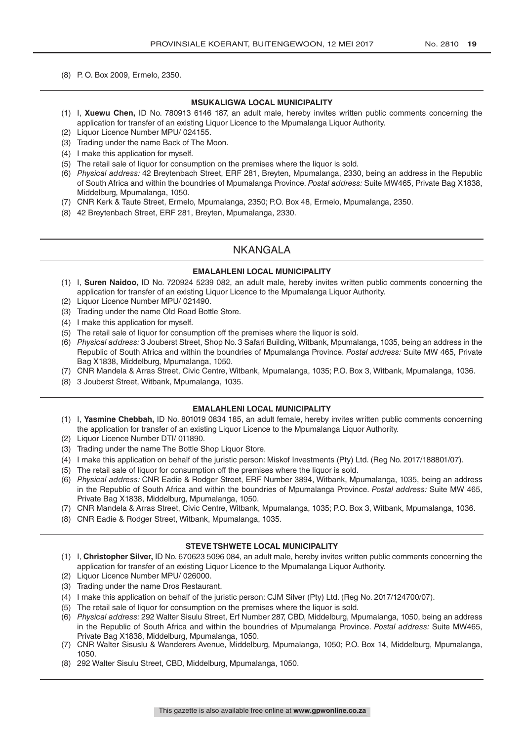(8) P. O. Box 2009, Ermelo, 2350.

### MSUKALIGWA LOCAL MUNICIPALITY

(1) I, **Xuewu Chen,** ID No. 780913 6146 187, an adult male, hereby invites written public comments concerning the application for transfer of an existing Liquor Licence to the Mpumalanga Liquor Authority.
(2) Liquor Licence Number MPU/ 024155.
(3) Trading under the name Back of The Moon.
(4) I make this application for myself.
(5) The retail sale of liquor for consumption on the premises where the liquor is sold.
(6) *Physical address:* 42 Breytenbach Street, ERF 281, Breyten, Mpumalanga, 2330, being an address in the Republic of South Africa and within the boundries of Mpumalanga Province. *Postal address:* Suite MW465, Private Bag X1838, Middelburg, Mpumalanga, 1050.
(7) CNR Kerk & Taute Street, Ermelo, Mpumalanga, 2350; P.O. Box 48, Ermelo, Mpumalanga, 2350.
(8) 42 Breytenbach Street, ERF 281, Breyten, Mpumalanga, 2330.

## NKANGALA

### EMALAHLENI LOCAL MUNICIPALITY

(1) I, **Suren Naidoo,** ID No. 720924 5239 082, an adult male, hereby invites written public comments concerning the application for transfer of an existing Liquor Licence to the Mpumalanga Liquor Authority.
(2) Liquor Licence Number MPU/ 021490.
(3) Trading under the name Old Road Bottle Store.
(4) I make this application for myself.
(5) The retail sale of liquor for consumption off the premises where the liquor is sold.
(6) *Physical address:* 3 Jouberst Street, Shop No. 3 Safari Building, Witbank, Mpumalanga, 1035, being an address in the Republic of South Africa and within the boundries of Mpumalanga Province. *Postal address:* Suite MW 465, Private Bag X1838, Middelburg, Mpumalanga, 1050.
(7) CNR Mandela & Arras Street, Civic Centre, Witbank, Mpumalanga, 1035; P.O. Box 3, Witbank, Mpumalanga, 1036.
(8) 3 Jouberst Street, Witbank, Mpumalanga, 1035.

### EMALAHLENI LOCAL MUNICIPALITY

(1) I, **Yasmine Chebbah,** ID No. 801019 0834 185, an adult female, hereby invites written public comments concerning the application for transfer of an existing Liquor Licence to the Mpumalanga Liquor Authority.
(2) Liquor Licence Number DTI/ 011890.
(3) Trading under the name The Bottle Shop Liquor Store.
(4) I make this application on behalf of the juristic person: Miskof Investments (Pty) Ltd. (Reg No. 2017/188801/07).
(5) The retail sale of liquor for consumption off the premises where the liquor is sold.
(6) *Physical address:* CNR Eadie & Rodger Street, ERF Number 3894, Witbank, Mpumalanga, 1035, being an address in the Republic of South Africa and within the boundries of Mpumalanga Province. *Postal address:* Suite MW 465, Private Bag X1838, Middelburg, Mpumalanga, 1050.
(7) CNR Mandela & Arras Street, Civic Centre, Witbank, Mpumalanga, 1035; P.O. Box 3, Witbank, Mpumalanga, 1036.
(8) CNR Eadie & Rodger Street, Witbank, Mpumalanga, 1035.

### STEVE TSHWETE LOCAL MUNICIPALITY

(1) I, **Christopher Silver,** ID No. 670623 5096 084, an adult male, hereby invites written public comments concerning the application for transfer of an existing Liquor Licence to the Mpumalanga Liquor Authority.
(2) Liquor Licence Number MPU/ 026000.
(3) Trading under the name Dros Restaurant.
(4) I make this application on behalf of the juristic person: CJM Silver (Pty) Ltd. (Reg No. 2017/124700/07).
(5) The retail sale of liquor for consumption on the premises where the liquor is sold.
(6) *Physical address:* 292 Walter Sisulu Street, Erf Number 287, CBD, Middelburg, Mpumalanga, 1050, being an address in the Republic of South Africa and within the boundries of Mpumalanga Province. *Postal address:* Suite MW465, Private Bag X1838, Middelburg, Mpumalanga, 1050.
(7) CNR Walter Sisuslu & Wanderers Avenue, Middelburg, Mpumalanga, 1050; P.O. Box 14, Middelburg, Mpumalanga, 1050.
(8) 292 Walter Sisulu Street, CBD, Middelburg, Mpumalanga, 1050.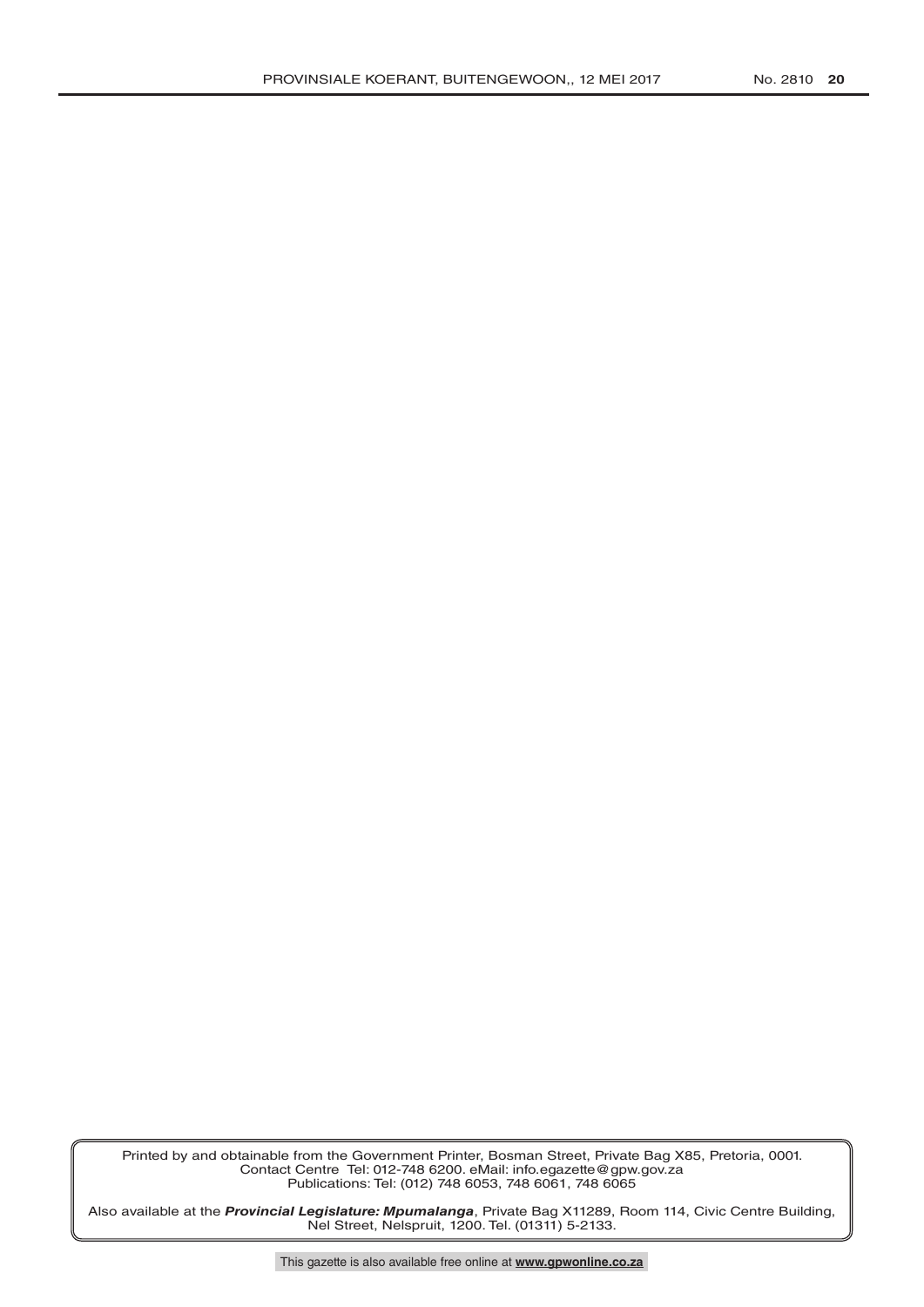Printed by and obtainable from the Government Printer, Bosman Street, Private Bag X85, Pretoria, 0001.
Contact Centre Tel: 012-748 6200. eMail: info.egazette@gpw.gov.za
Publications: Tel: (012) 748 6053, 748 6061, 748 6065

Also available at the ***Provincial Legislature: Mpumalanga***, Private Bag X11289, Room 114, Civic Centre Building, Nel Street, Nelspruit, 1200. Tel. (01311) 5-2133.

This gazette is also available free online at **www.gpwonline.co.za**